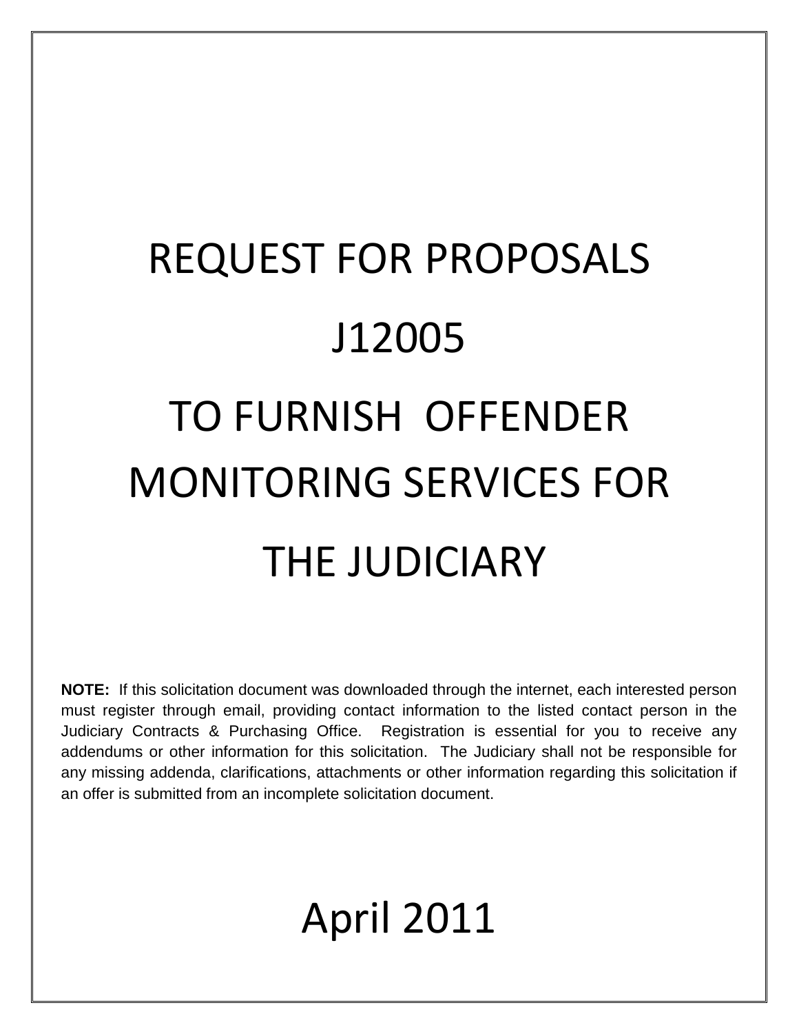# REQUEST FOR PROPOSALS

# J12005

# TO FURNISH OFFENDER MONITORING SERVICES FOR THE JUDICIARY

**NOTE:** If this solicitation document was downloaded through the internet, each interested person must register through email, providing contact information to the listed contact person in the Judiciary Contracts & Purchasing Office. Registration is essential for you to receive any addendums or other information for this solicitation. The Judiciary shall not be responsible for any missing addenda, clarifications, attachments or other information regarding this solicitation if an offer is submitted from an incomplete solicitation document.

## April 2011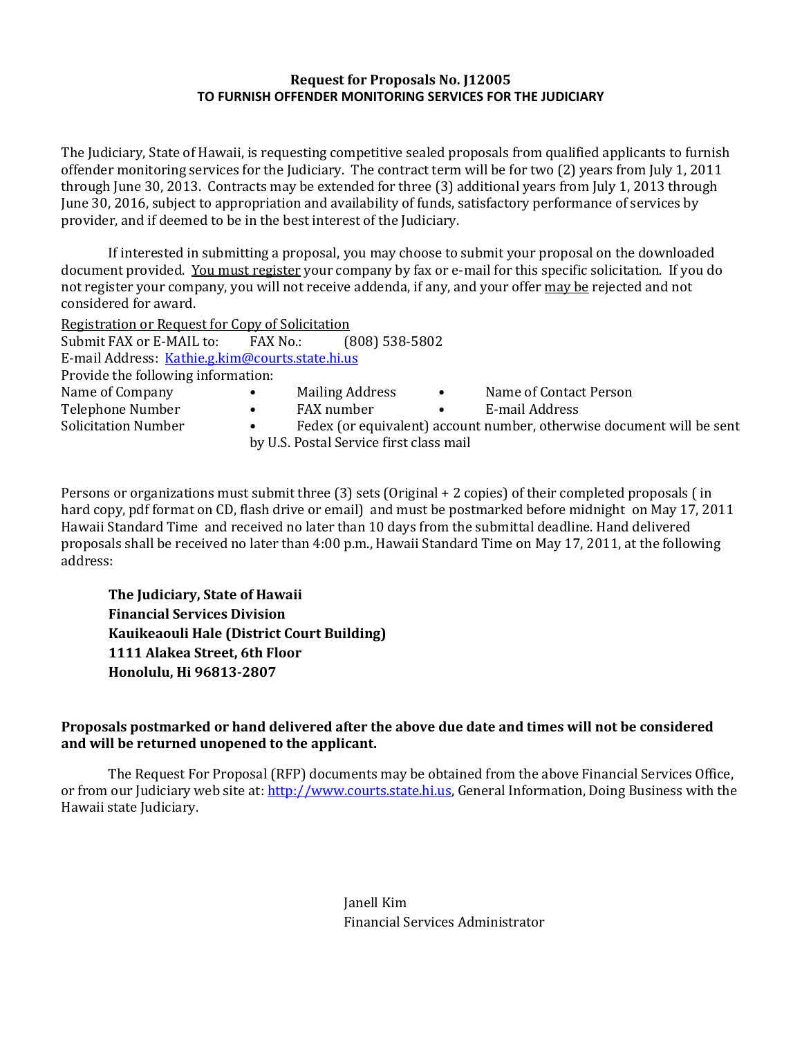**Request for Proposals No. J12005**
**TO FURNISH OFFENDER MONITORING SERVICES FOR THE JUDICIARY**

The Judiciary, State of Hawaii, is requesting competitive sealed proposals from qualified applicants to furnish offender monitoring services for the Judiciary. The contract term will be for two (2) years from July 1, 2011 through June 30, 2013. Contracts may be extended for three (3) additional years from July 1, 2013 through June 30, 2016, subject to appropriation and availability of funds, satisfactory performance of services by provider, and if deemed to be in the best interest of the Judiciary.

If interested in submitting a proposal, you may choose to submit your proposal on the downloaded document provided. <u>You must register</u> your company by fax or e-mail for this specific solicitation. If you do not register your company, you will not receive addenda, if any, and your offer <u>may be</u> rejected and not considered for award.

<u>Registration or Request for Copy of Solicitation</u>
Submit FAX or E-MAIL to: FAX No.: (808) 538-5802
E-mail Address: Kathie.g.kim@courts.state.hi.us
Provide the following information:

- Name of Company
- Mailing Address
- Name of Contact Person
- Telephone Number
- FAX number
- E-mail Address
- Solicitation Number
- Fedex (or equivalent) account number, otherwise document will be sent by U.S. Postal Service first class mail

Persons or organizations must submit three (3) sets (Original + 2 copies) of their completed proposals ( in hard copy, pdf format on CD, flash drive or email) and must be postmarked before midnight on May 17, 2011 Hawaii Standard Time and received no later than 10 days from the submittal deadline. Hand delivered proposals shall be received no later than 4:00 p.m., Hawaii Standard Time on May 17, 2011, at the following address:

**The Judiciary, State of Hawaii**
**Financial Services Division**
**Kauikeaouli Hale (District Court Building)**
**1111 Alakea Street, 6th Floor**
**Honolulu, Hi 96813-2807**

**Proposals postmarked or hand delivered after the above due date and times will not be considered and will be returned unopened to the applicant.**

The Request For Proposal (RFP) documents may be obtained from the above Financial Services Office, or from our Judiciary web site at: http://www.courts.state.hi.us, General Information, Doing Business with the Hawaii state Judiciary.

Janell Kim
Financial Services Administrator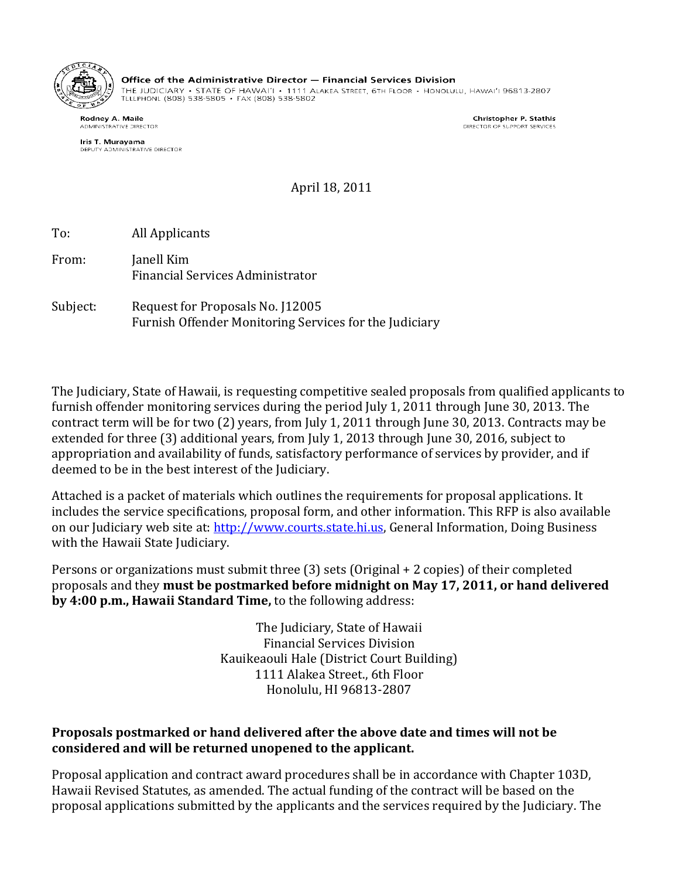**Office of the Administrative Director — Financial Services Division**
THE JUDICIARY • STATE OF HAWAI'I • 1111 ALAKEA STREET, 6TH FLOOR • HONOLULU, HAWAI'I 96813-2807
TELEPHONE (808) 538-5805 • FAX (808) 538-5802

**Rodney A. Maile**
ADMINISTRATIVE DIRECTOR

**Iris T. Murayama**
DEPUTY ADMINISTRATIVE DIRECTOR

**Christopher P. Stathis**
DIRECTOR OF SUPPORT SERVICES

April 18, 2011

To: All Applicants

From: Janell Kim
Financial Services Administrator

Subject: Request for Proposals No. J12005
Furnish Offender Monitoring Services for the Judiciary

The Judiciary, State of Hawaii, is requesting competitive sealed proposals from qualified applicants to furnish offender monitoring services during the period July 1, 2011 through June 30, 2013. The contract term will be for two (2) years, from July 1, 2011 through June 30, 2013. Contracts may be extended for three (3) additional years, from July 1, 2013 through June 30, 2016, subject to appropriation and availability of funds, satisfactory performance of services by provider, and if deemed to be in the best interest of the Judiciary.

Attached is a packet of materials which outlines the requirements for proposal applications. It includes the service specifications, proposal form, and other information. This RFP is also available on our Judiciary web site at: http://www.courts.state.hi.us, General Information, Doing Business with the Hawaii State Judiciary.

Persons or organizations must submit three (3) sets (Original + 2 copies) of their completed proposals and they **must be postmarked before midnight on May 17, 2011, or hand delivered by 4:00 p.m., Hawaii Standard Time,** to the following address:

The Judiciary, State of Hawaii
Financial Services Division
Kauikeaouli Hale (District Court Building)
1111 Alakea Street., 6th Floor
Honolulu, HI 96813-2807

**Proposals postmarked or hand delivered after the above date and times will not be considered and will be returned unopened to the applicant.**

Proposal application and contract award procedures shall be in accordance with Chapter 103D, Hawaii Revised Statutes, as amended. The actual funding of the contract will be based on the proposal applications submitted by the applicants and the services required by the Judiciary. The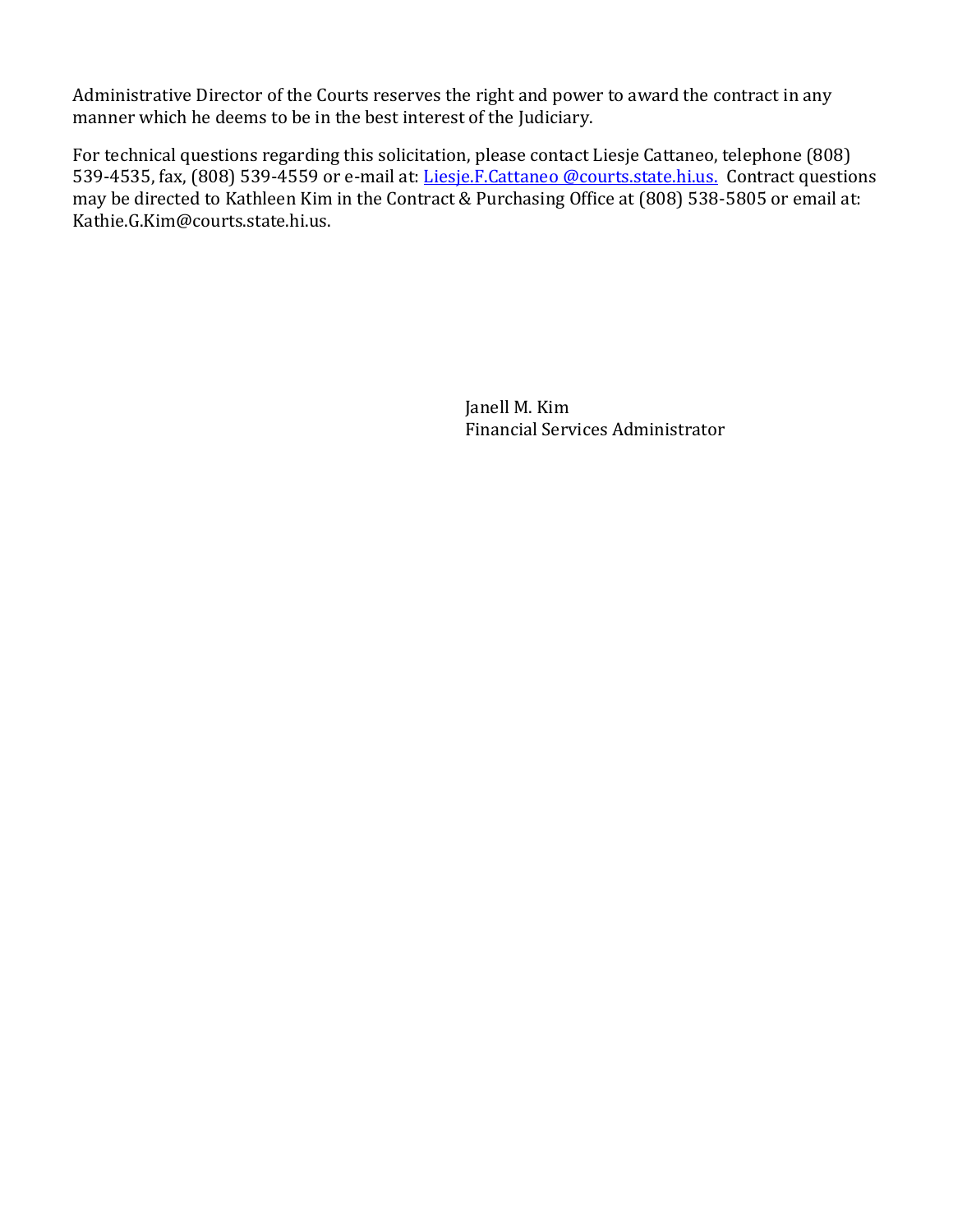Administrative Director of the Courts reserves the right and power to award the contract in any manner which he deems to be in the best interest of the Judiciary.

For technical questions regarding this solicitation, please contact Liesje Cattaneo, telephone (808) 539-4535, fax, (808) 539-4559 or e-mail at: Liesje.F.Cattaneo @courts.state.hi.us. Contract questions may be directed to Kathleen Kim in the Contract & Purchasing Office at (808) 538-5805 or email at: Kathie.G.Kim@courts.state.hi.us.

Janell M. Kim
Financial Services Administrator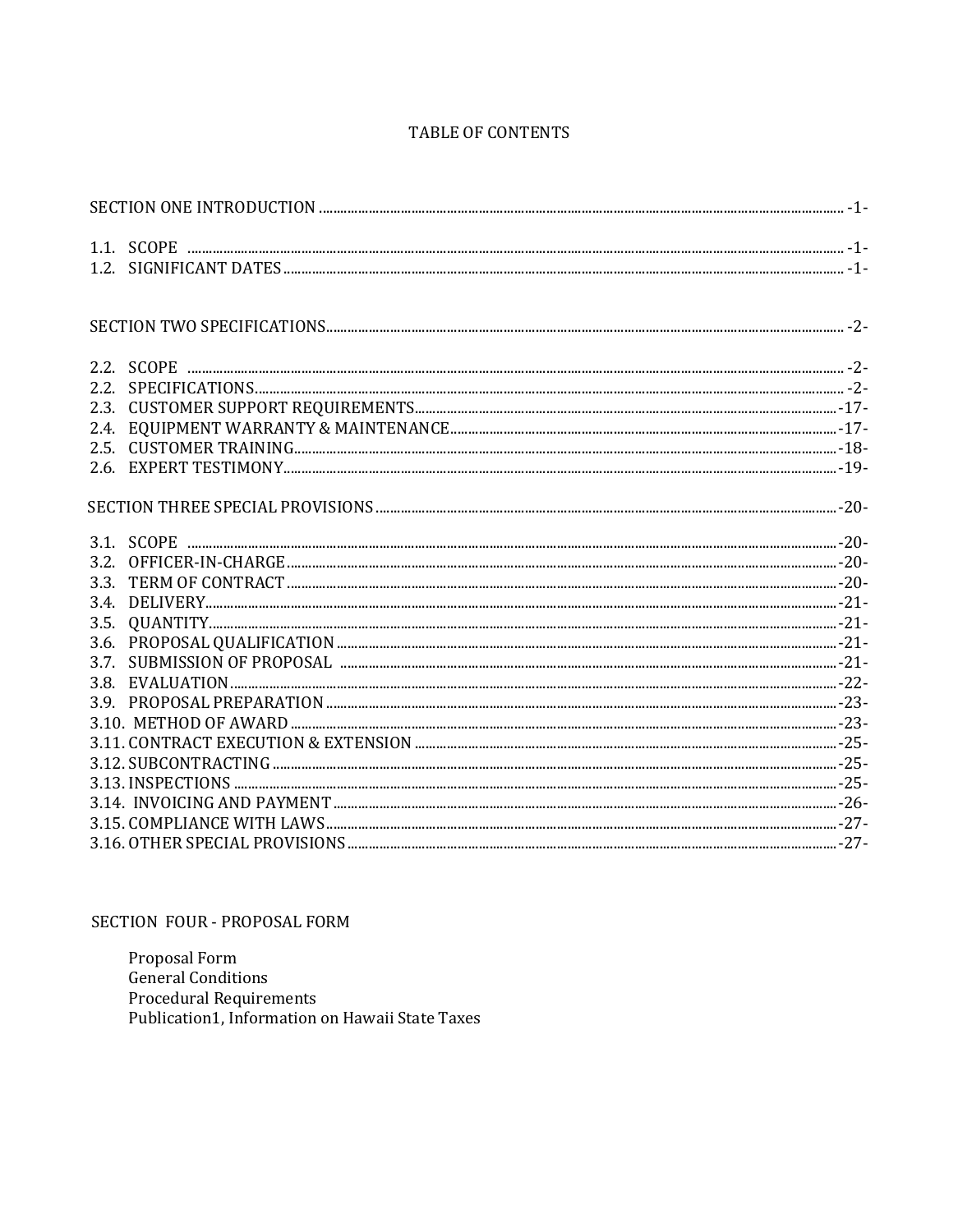# TABLE OF CONTENTS

| | |
|---|---|
| SECTION ONE INTRODUCTION | -1- |
| 1.1. SCOPE | -1- |
| 1.2. SIGNIFICANT DATES | -1- |
| | |
| SECTION TWO SPECIFICATIONS | -2- |
| 2.2. SCOPE | -2- |
| 2.2. SPECIFICATIONS | -2- |
| 2.3. CUSTOMER SUPPORT REQUIREMENTS | -17- |
| 2.4. EQUIPMENT WARRANTY & MAINTENANCE | -17- |
| 2.5. CUSTOMER TRAINING | -18- |
| 2.6. EXPERT TESTIMONY | -19- |
| | |
| SECTION THREE SPECIAL PROVISIONS | -20- |
| 3.1. SCOPE | -20- |
| 3.2. OFFICER-IN-CHARGE | -20- |
| 3.3. TERM OF CONTRACT | -20- |
| 3.4. DELIVERY | -21- |
| 3.5. QUANTITY | -21- |
| 3.6. PROPOSAL QUALIFICATION | -21- |
| 3.7. SUBMISSION OF PROPOSAL | -21- |
| 3.8. EVALUATION | -22- |
| 3.9. PROPOSAL PREPARATION | -23- |
| 3.10. METHOD OF AWARD | -23- |
| 3.11. CONTRACT EXECUTION & EXTENSION | -25- |
| 3.12. SUBCONTRACTING | -25- |
| 3.13. INSPECTIONS | -25- |
| 3.14. INVOICING AND PAYMENT | -26- |
| 3.15. COMPLIANCE WITH LAWS | -27- |
| 3.16. OTHER SPECIAL PROVISIONS | -27- |

SECTION FOUR - PROPOSAL FORM

- Proposal Form
- General Conditions
- Procedural Requirements
- Publication1, Information on Hawaii State Taxes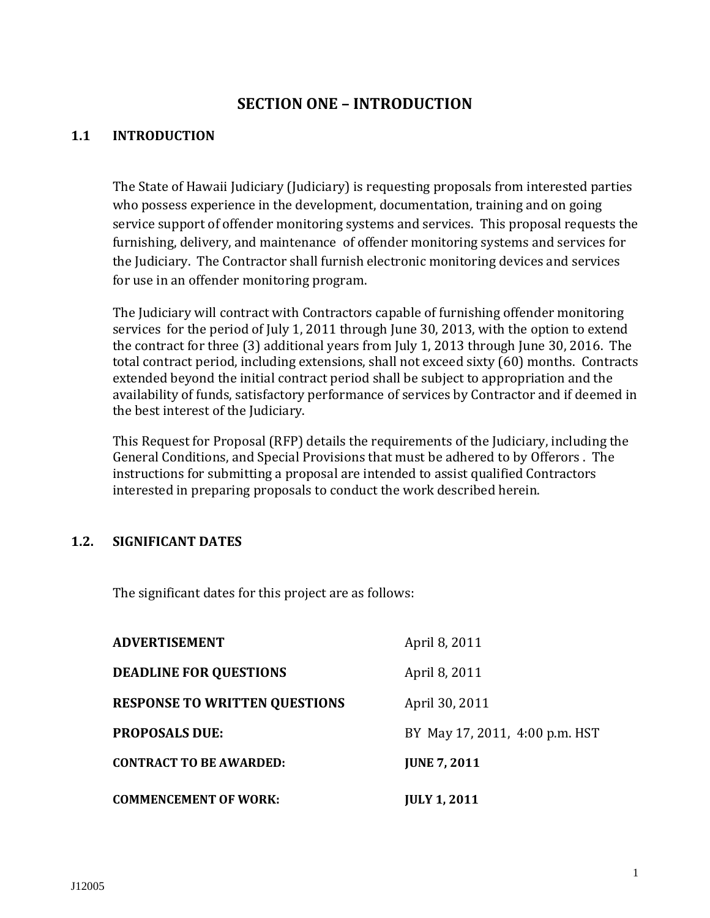# SECTION ONE – INTRODUCTION

## 1.1 INTRODUCTION

The State of Hawaii Judiciary (Judiciary) is requesting proposals from interested parties who possess experience in the development, documentation, training and on going service support of offender monitoring systems and services. This proposal requests the furnishing, delivery, and maintenance of offender monitoring systems and services for the Judiciary. The Contractor shall furnish electronic monitoring devices and services for use in an offender monitoring program.

The Judiciary will contract with Contractors capable of furnishing offender monitoring services for the period of July 1, 2011 through June 30, 2013, with the option to extend the contract for three (3) additional years from July 1, 2013 through June 30, 2016. The total contract period, including extensions, shall not exceed sixty (60) months. Contracts extended beyond the initial contract period shall be subject to appropriation and the availability of funds, satisfactory performance of services by Contractor and if deemed in the best interest of the Judiciary.

This Request for Proposal (RFP) details the requirements of the Judiciary, including the General Conditions, and Special Provisions that must be adhered to by Offerors . The instructions for submitting a proposal are intended to assist qualified Contractors interested in preparing proposals to conduct the work described herein.

## 1.2. SIGNIFICANT DATES

The significant dates for this project are as follows:

| | |
|---|---|
| **ADVERTISEMENT** | April 8, 2011 |
| **DEADLINE FOR QUESTIONS** | April 8, 2011 |
| **RESPONSE TO WRITTEN QUESTIONS** | April 30, 2011 |
| **PROPOSALS DUE:** | BY May 17, 2011, 4:00 p.m. HST |
| **CONTRACT TO BE AWARDED:** | **JUNE 7, 2011** |
| **COMMENCEMENT OF WORK:** | **JULY 1, 2011** |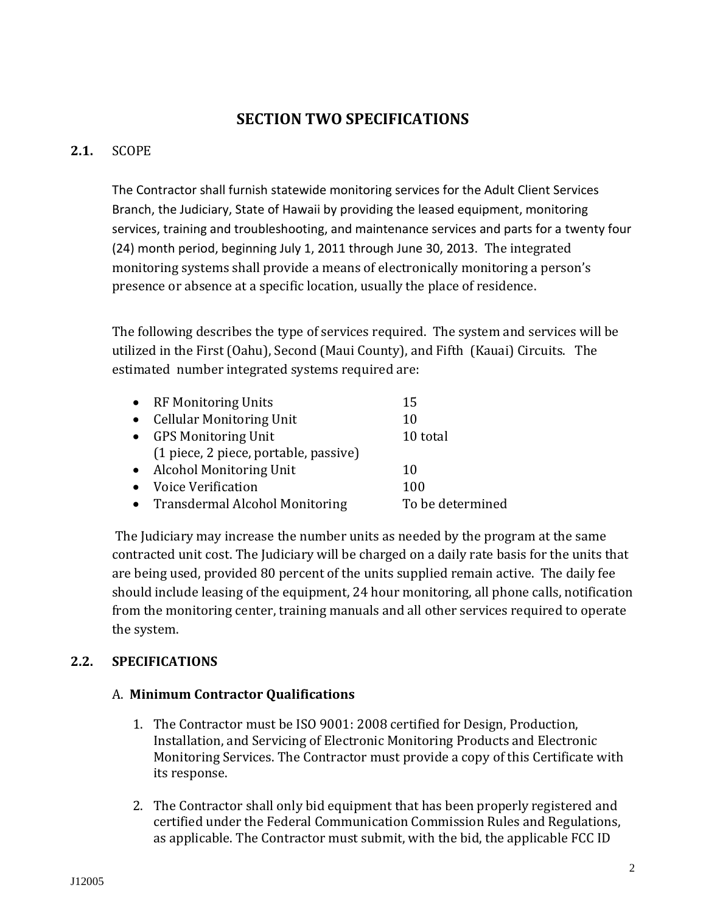# SECTION TWO SPECIFICATIONS

## 2.1. SCOPE

The Contractor shall furnish statewide monitoring services for the Adult Client Services Branch, the Judiciary, State of Hawaii by providing the leased equipment, monitoring services, training and troubleshooting, and maintenance services and parts for a twenty four (24) month period, beginning July 1, 2011 through June 30, 2013. The integrated monitoring systems shall provide a means of electronically monitoring a person's presence or absence at a specific location, usually the place of residence.

The following describes the type of services required. The system and services will be utilized in the First (Oahu), Second (Maui County), and Fifth (Kauai) Circuits. The estimated number integrated systems required are:

- RF Monitoring Units — 15
- Cellular Monitoring Unit — 10
- GPS Monitoring Unit (1 piece, 2 piece, portable, passive) — 10 total
- Alcohol Monitoring Unit — 10
- Voice Verification — 100
- Transdermal Alcohol Monitoring — To be determined

The Judiciary may increase the number units as needed by the program at the same contracted unit cost. The Judiciary will be charged on a daily rate basis for the units that are being used, provided 80 percent of the units supplied remain active. The daily fee should include leasing of the equipment, 24 hour monitoring, all phone calls, notification from the monitoring center, training manuals and all other services required to operate the system.

## 2.2. SPECIFICATIONS

### A. Minimum Contractor Qualifications

1. The Contractor must be ISO 9001: 2008 certified for Design, Production, Installation, and Servicing of Electronic Monitoring Products and Electronic Monitoring Services. The Contractor must provide a copy of this Certificate with its response.

2. The Contractor shall only bid equipment that has been properly registered and certified under the Federal Communication Commission Rules and Regulations, as applicable. The Contractor must submit, with the bid, the applicable FCC ID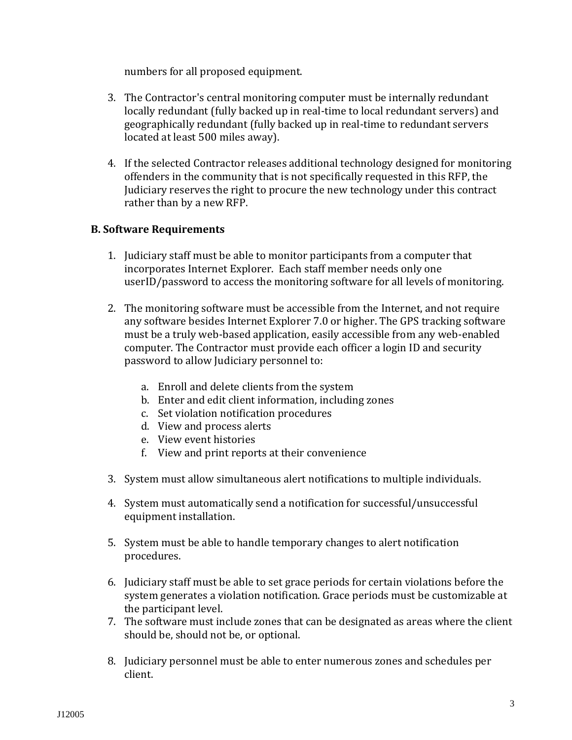numbers for all proposed equipment.

3. The Contractor's central monitoring computer must be internally redundant locally redundant (fully backed up in real-time to local redundant servers) and geographically redundant (fully backed up in real-time to redundant servers located at least 500 miles away).

4. If the selected Contractor releases additional technology designed for monitoring offenders in the community that is not specifically requested in this RFP, the Judiciary reserves the right to procure the new technology under this contract rather than by a new RFP.

**B. Software Requirements**

1. Judiciary staff must be able to monitor participants from a computer that incorporates Internet Explorer. Each staff member needs only one userID/password to access the monitoring software for all levels of monitoring.

2. The monitoring software must be accessible from the Internet, and not require any software besides Internet Explorer 7.0 or higher. The GPS tracking software must be a truly web-based application, easily accessible from any web-enabled computer. The Contractor must provide each officer a login ID and security password to allow Judiciary personnel to:

   a. Enroll and delete clients from the system
   b. Enter and edit client information, including zones
   c. Set violation notification procedures
   d. View and process alerts
   e. View event histories
   f. View and print reports at their convenience

3. System must allow simultaneous alert notifications to multiple individuals.

4. System must automatically send a notification for successful/unsuccessful equipment installation.

5. System must be able to handle temporary changes to alert notification procedures.

6. Judiciary staff must be able to set grace periods for certain violations before the system generates a violation notification. Grace periods must be customizable at the participant level.

7. The software must include zones that can be designated as areas where the client should be, should not be, or optional.

8. Judiciary personnel must be able to enter numerous zones and schedules per client.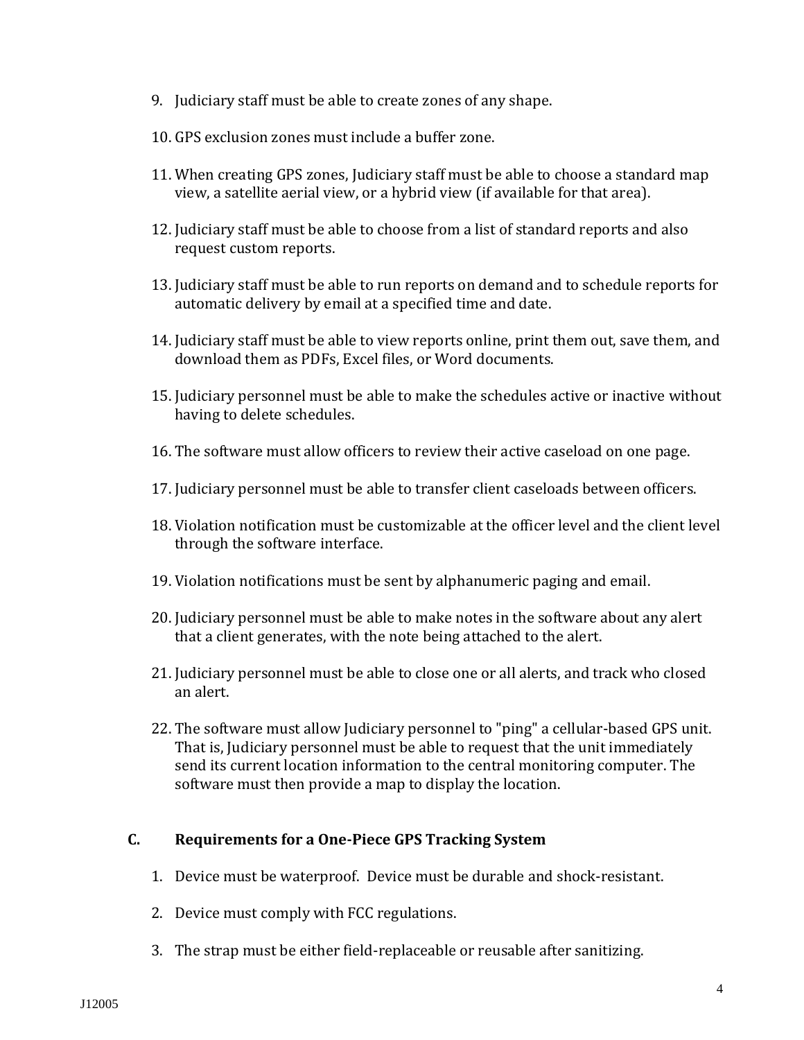9. Judiciary staff must be able to create zones of any shape.

10. GPS exclusion zones must include a buffer zone.

11. When creating GPS zones, Judiciary staff must be able to choose a standard map view, a satellite aerial view, or a hybrid view (if available for that area).

12. Judiciary staff must be able to choose from a list of standard reports and also request custom reports.

13. Judiciary staff must be able to run reports on demand and to schedule reports for automatic delivery by email at a specified time and date.

14. Judiciary staff must be able to view reports online, print them out, save them, and download them as PDFs, Excel files, or Word documents.

15. Judiciary personnel must be able to make the schedules active or inactive without having to delete schedules.

16. The software must allow officers to review their active caseload on one page.

17. Judiciary personnel must be able to transfer client caseloads between officers.

18. Violation notification must be customizable at the officer level and the client level through the software interface.

19. Violation notifications must be sent by alphanumeric paging and email.

20. Judiciary personnel must be able to make notes in the software about any alert that a client generates, with the note being attached to the alert.

21. Judiciary personnel must be able to close one or all alerts, and track who closed an alert.

22. The software must allow Judiciary personnel to "ping" a cellular-based GPS unit. That is, Judiciary personnel must be able to request that the unit immediately send its current location information to the central monitoring computer. The software must then provide a map to display the location.

## C. Requirements for a One-Piece GPS Tracking System

1. Device must be waterproof. Device must be durable and shock-resistant.

2. Device must comply with FCC regulations.

3. The strap must be either field-replaceable or reusable after sanitizing.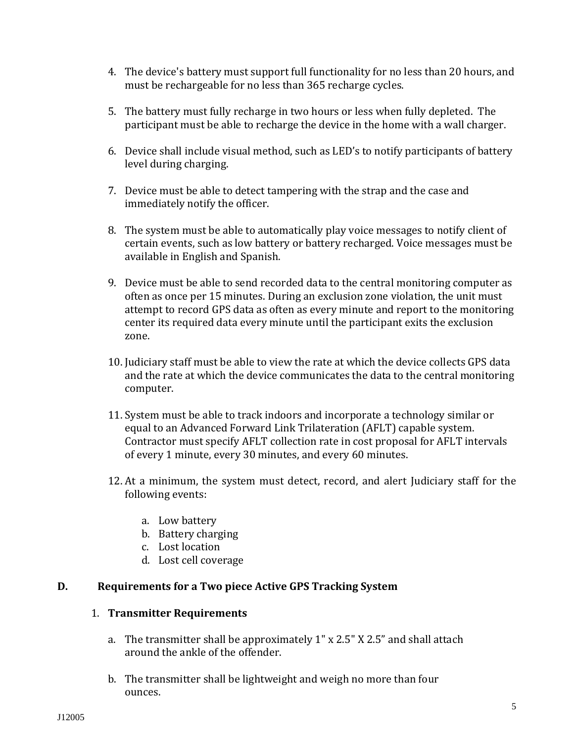4. The device's battery must support full functionality for no less than 20 hours, and must be rechargeable for no less than 365 recharge cycles.

5. The battery must fully recharge in two hours or less when fully depleted. The participant must be able to recharge the device in the home with a wall charger.

6. Device shall include visual method, such as LED's to notify participants of battery level during charging.

7. Device must be able to detect tampering with the strap and the case and immediately notify the officer.

8. The system must be able to automatically play voice messages to notify client of certain events, such as low battery or battery recharged. Voice messages must be available in English and Spanish.

9. Device must be able to send recorded data to the central monitoring computer as often as once per 15 minutes. During an exclusion zone violation, the unit must attempt to record GPS data as often as every minute and report to the monitoring center its required data every minute until the participant exits the exclusion zone.

10. Judiciary staff must be able to view the rate at which the device collects GPS data and the rate at which the device communicates the data to the central monitoring computer.

11. System must be able to track indoors and incorporate a technology similar or equal to an Advanced Forward Link Trilateration (AFLT) capable system. Contractor must specify AFLT collection rate in cost proposal for AFLT intervals of every 1 minute, every 30 minutes, and every 60 minutes.

12. At a minimum, the system must detect, record, and alert Judiciary staff for the following events:

    a. Low battery
    b. Battery charging
    c. Lost location
    d. Lost cell coverage

## D. Requirements for a Two piece Active GPS Tracking System

### 1. Transmitter Requirements

a. The transmitter shall be approximately 1" x 2.5" X 2.5" and shall attach around the ankle of the offender.

b. The transmitter shall be lightweight and weigh no more than four ounces.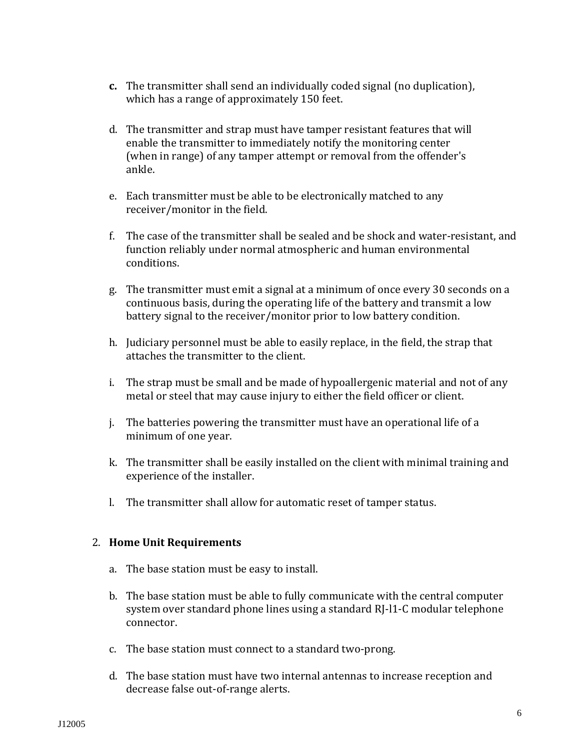**c.** The transmitter shall send an individually coded signal (no duplication), which has a range of approximately 150 feet.

d. The transmitter and strap must have tamper resistant features that will enable the transmitter to immediately notify the monitoring center (when in range) of any tamper attempt or removal from the offender's ankle.

e. Each transmitter must be able to be electronically matched to any receiver/monitor in the field.

f. The case of the transmitter shall be sealed and be shock and water-resistant, and function reliably under normal atmospheric and human environmental conditions.

g. The transmitter must emit a signal at a minimum of once every 30 seconds on a continuous basis, during the operating life of the battery and transmit a low battery signal to the receiver/monitor prior to low battery condition.

h. Judiciary personnel must be able to easily replace, in the field, the strap that attaches the transmitter to the client.

i. The strap must be small and be made of hypoallergenic material and not of any metal or steel that may cause injury to either the field officer or client.

j. The batteries powering the transmitter must have an operational life of a minimum of one year.

k. The transmitter shall be easily installed on the client with minimal training and experience of the installer.

l. The transmitter shall allow for automatic reset of tamper status.

2. **Home Unit Requirements**

a. The base station must be easy to install.

b. The base station must be able to fully communicate with the central computer system over standard phone lines using a standard RJ-l1-C modular telephone connector.

c. The base station must connect to a standard two-prong.

d. The base station must have two internal antennas to increase reception and decrease false out-of-range alerts.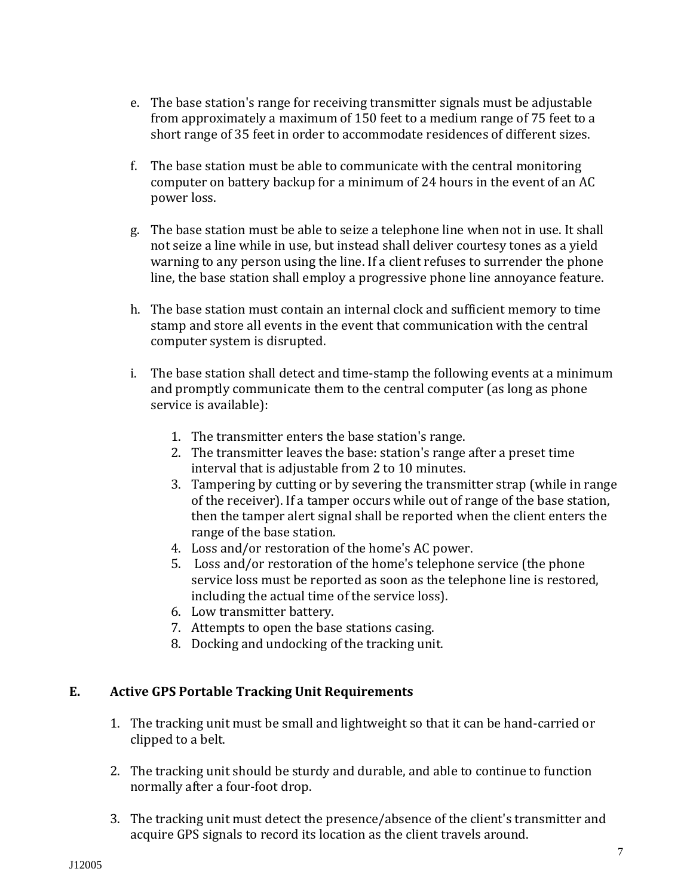e. The base station's range for receiving transmitter signals must be adjustable from approximately a maximum of 150 feet to a medium range of 75 feet to a short range of 35 feet in order to accommodate residences of different sizes.

f. The base station must be able to communicate with the central monitoring computer on battery backup for a minimum of 24 hours in the event of an AC power loss.

g. The base station must be able to seize a telephone line when not in use. It shall not seize a line while in use, but instead shall deliver courtesy tones as a yield warning to any person using the line. If a client refuses to surrender the phone line, the base station shall employ a progressive phone line annoyance feature.

h. The base station must contain an internal clock and sufficient memory to time stamp and store all events in the event that communication with the central computer system is disrupted.

i. The base station shall detect and time-stamp the following events at a minimum and promptly communicate them to the central computer (as long as phone service is available):

   1. The transmitter enters the base station's range.
   2. The transmitter leaves the base: station's range after a preset time interval that is adjustable from 2 to 10 minutes.
   3. Tampering by cutting or by severing the transmitter strap (while in range of the receiver). If a tamper occurs while out of range of the base station, then the tamper alert signal shall be reported when the client enters the range of the base station.
   4. Loss and/or restoration of the home's AC power.
   5. Loss and/or restoration of the home's telephone service (the phone service loss must be reported as soon as the telephone line is restored, including the actual time of the service loss).
   6. Low transmitter battery.
   7. Attempts to open the base stations casing.
   8. Docking and undocking of the tracking unit.

## E. Active GPS Portable Tracking Unit Requirements

1. The tracking unit must be small and lightweight so that it can be hand-carried or clipped to a belt.

2. The tracking unit should be sturdy and durable, and able to continue to function normally after a four-foot drop.

3. The tracking unit must detect the presence/absence of the client's transmitter and acquire GPS signals to record its location as the client travels around.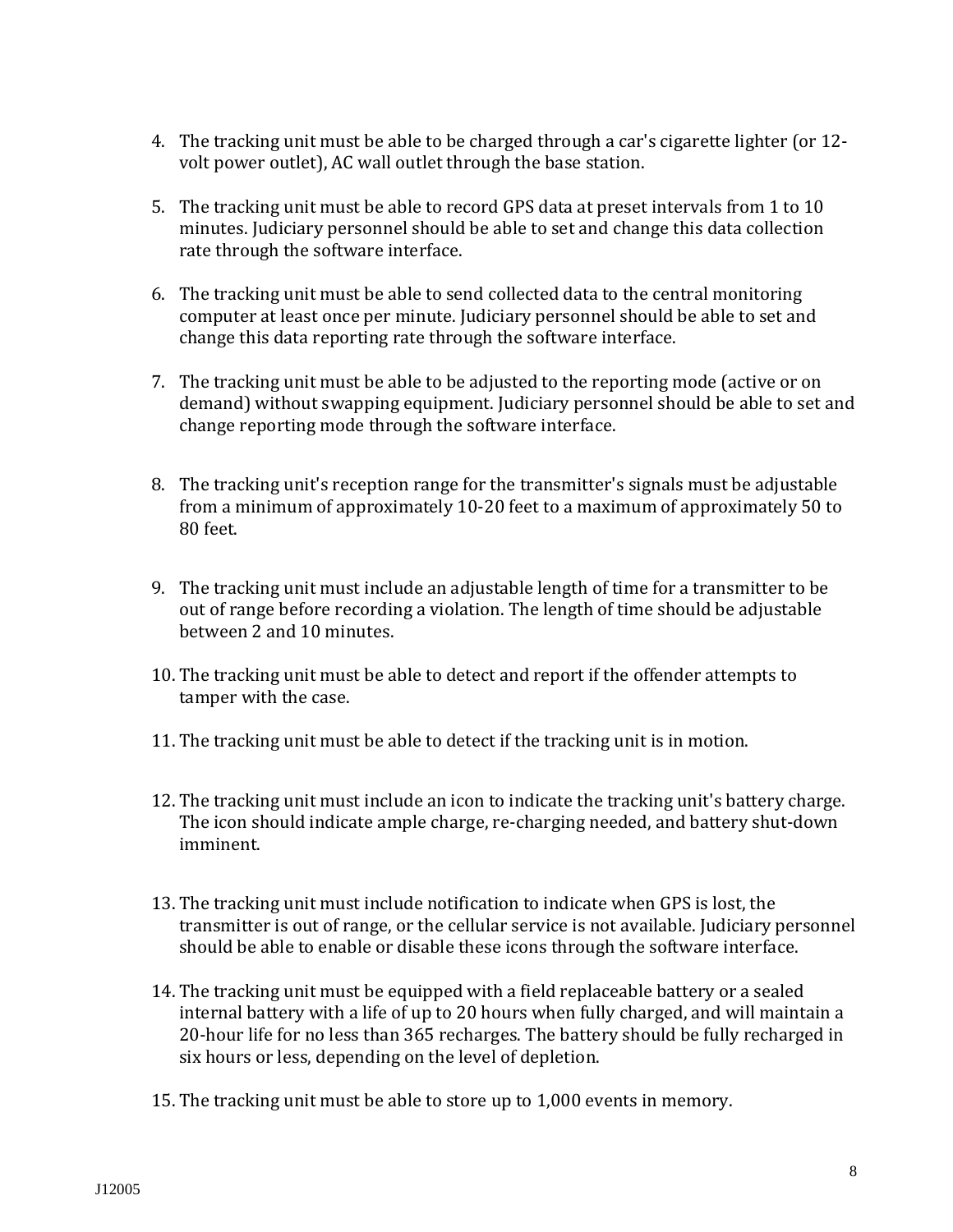4. The tracking unit must be able to be charged through a car's cigarette lighter (or 12-volt power outlet), AC wall outlet through the base station.

5. The tracking unit must be able to record GPS data at preset intervals from 1 to 10 minutes. Judiciary personnel should be able to set and change this data collection rate through the software interface.

6. The tracking unit must be able to send collected data to the central monitoring computer at least once per minute. Judiciary personnel should be able to set and change this data reporting rate through the software interface.

7. The tracking unit must be able to be adjusted to the reporting mode (active or on demand) without swapping equipment. Judiciary personnel should be able to set and change reporting mode through the software interface.

8. The tracking unit's reception range for the transmitter's signals must be adjustable from a minimum of approximately 10-20 feet to a maximum of approximately 50 to 80 feet.

9. The tracking unit must include an adjustable length of time for a transmitter to be out of range before recording a violation. The length of time should be adjustable between 2 and 10 minutes.

10. The tracking unit must be able to detect and report if the offender attempts to tamper with the case.

11. The tracking unit must be able to detect if the tracking unit is in motion.

12. The tracking unit must include an icon to indicate the tracking unit's battery charge. The icon should indicate ample charge, re-charging needed, and battery shut-down imminent.

13. The tracking unit must include notification to indicate when GPS is lost, the transmitter is out of range, or the cellular service is not available. Judiciary personnel should be able to enable or disable these icons through the software interface.

14. The tracking unit must be equipped with a field replaceable battery or a sealed internal battery with a life of up to 20 hours when fully charged, and will maintain a 20-hour life for no less than 365 recharges. The battery should be fully recharged in six hours or less, depending on the level of depletion.

15. The tracking unit must be able to store up to 1,000 events in memory.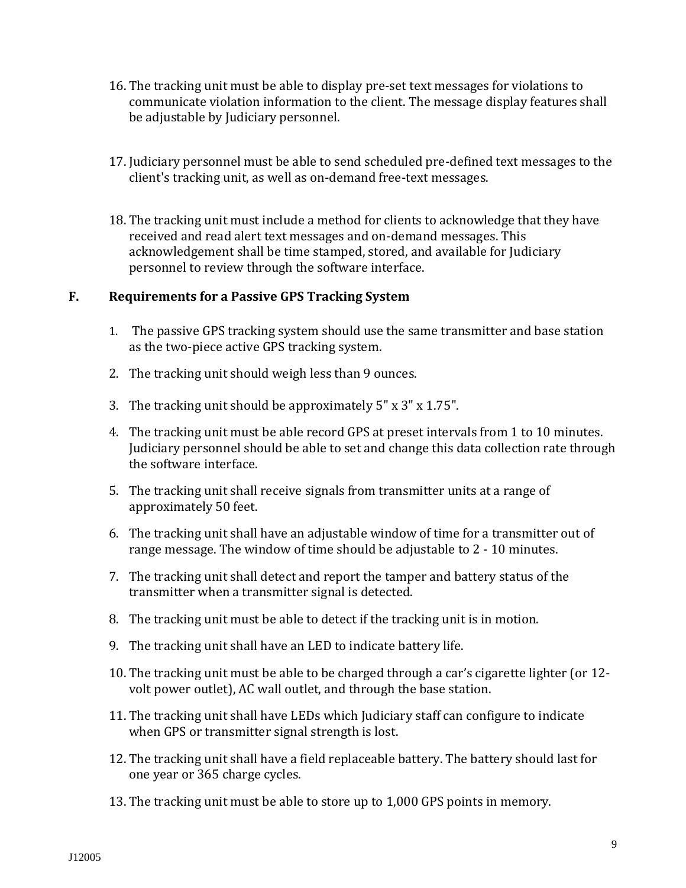16. The tracking unit must be able to display pre-set text messages for violations to communicate violation information to the client. The message display features shall be adjustable by Judiciary personnel.

17. Judiciary personnel must be able to send scheduled pre-defined text messages to the client's tracking unit, as well as on-demand free-text messages.

18. The tracking unit must include a method for clients to acknowledge that they have received and read alert text messages and on-demand messages. This acknowledgement shall be time stamped, stored, and available for Judiciary personnel to review through the software interface.

## F. Requirements for a Passive GPS Tracking System

1. The passive GPS tracking system should use the same transmitter and base station as the two-piece active GPS tracking system.
2. The tracking unit should weigh less than 9 ounces.
3. The tracking unit should be approximately 5" x 3" x 1.75".
4. The tracking unit must be able record GPS at preset intervals from 1 to 10 minutes. Judiciary personnel should be able to set and change this data collection rate through the software interface.
5. The tracking unit shall receive signals from transmitter units at a range of approximately 50 feet.
6. The tracking unit shall have an adjustable window of time for a transmitter out of range message. The window of time should be adjustable to 2 - 10 minutes.
7. The tracking unit shall detect and report the tamper and battery status of the transmitter when a transmitter signal is detected.
8. The tracking unit must be able to detect if the tracking unit is in motion.
9. The tracking unit shall have an LED to indicate battery life.
10. The tracking unit must be able to be charged through a car's cigarette lighter (or 12-volt power outlet), AC wall outlet, and through the base station.
11. The tracking unit shall have LEDs which Judiciary staff can configure to indicate when GPS or transmitter signal strength is lost.
12. The tracking unit shall have a field replaceable battery. The battery should last for one year or 365 charge cycles.
13. The tracking unit must be able to store up to 1,000 GPS points in memory.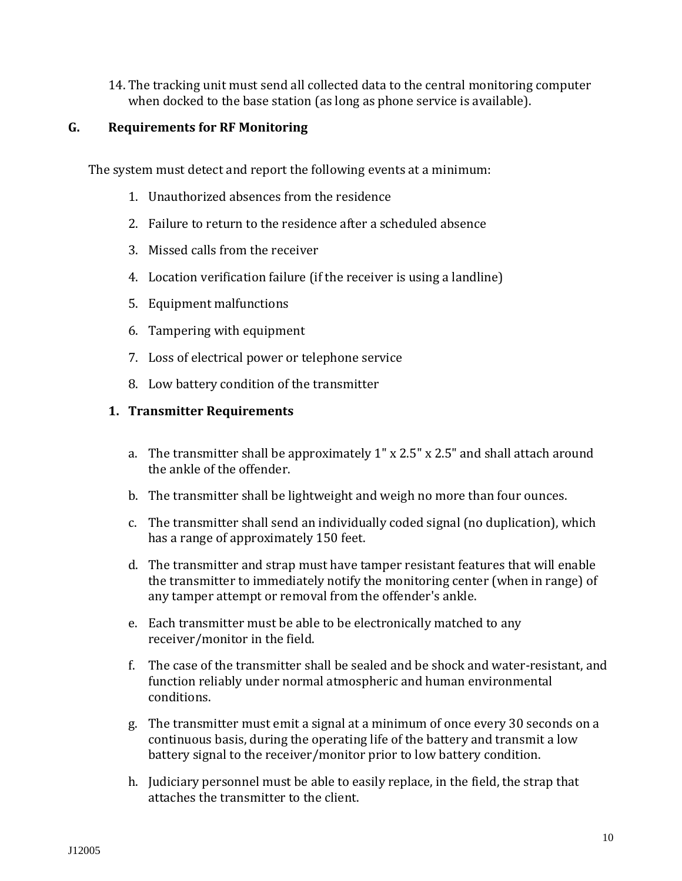14. The tracking unit must send all collected data to the central monitoring computer when docked to the base station (as long as phone service is available).

## G. Requirements for RF Monitoring

The system must detect and report the following events at a minimum:

1. Unauthorized absences from the residence
2. Failure to return to the residence after a scheduled absence
3. Missed calls from the receiver
4. Location verification failure (if the receiver is using a landline)
5. Equipment malfunctions
6. Tampering with equipment
7. Loss of electrical power or telephone service
8. Low battery condition of the transmitter

### 1. Transmitter Requirements

a. The transmitter shall be approximately 1" x 2.5" x 2.5" and shall attach around the ankle of the offender.

b. The transmitter shall be lightweight and weigh no more than four ounces.

c. The transmitter shall send an individually coded signal (no duplication), which has a range of approximately 150 feet.

d. The transmitter and strap must have tamper resistant features that will enable the transmitter to immediately notify the monitoring center (when in range) of any tamper attempt or removal from the offender's ankle.

e. Each transmitter must be able to be electronically matched to any receiver/monitor in the field.

f. The case of the transmitter shall be sealed and be shock and water-resistant, and function reliably under normal atmospheric and human environmental conditions.

g. The transmitter must emit a signal at a minimum of once every 30 seconds on a continuous basis, during the operating life of the battery and transmit a low battery signal to the receiver/monitor prior to low battery condition.

h. Judiciary personnel must be able to easily replace, in the field, the strap that attaches the transmitter to the client.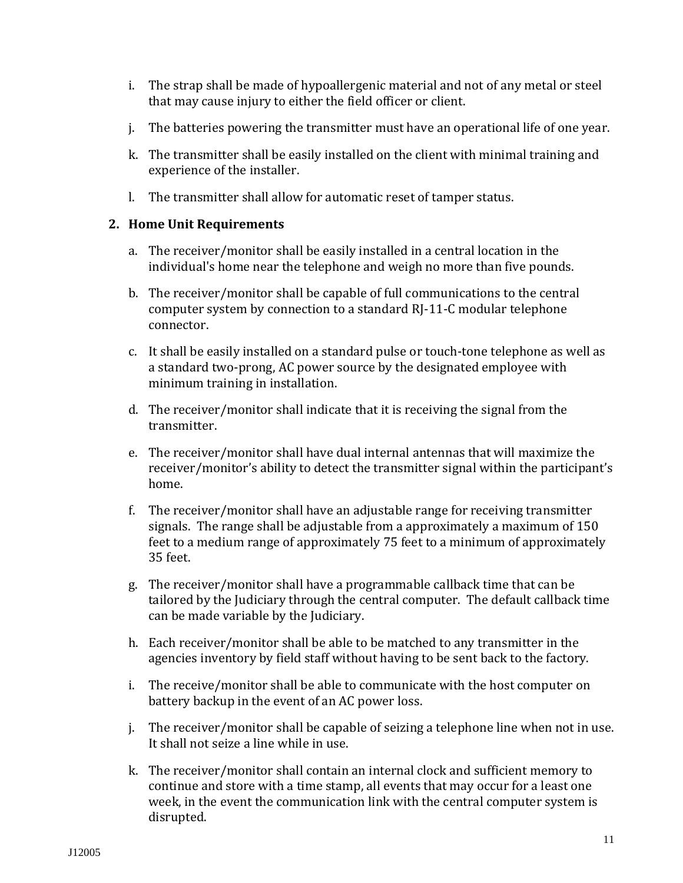i. The strap shall be made of hypoallergenic material and not of any metal or steel that may cause injury to either the field officer or client.

j. The batteries powering the transmitter must have an operational life of one year.

k. The transmitter shall be easily installed on the client with minimal training and experience of the installer.

l. The transmitter shall allow for automatic reset of tamper status.

**2. Home Unit Requirements**

a. The receiver/monitor shall be easily installed in a central location in the individual's home near the telephone and weigh no more than five pounds.

b. The receiver/monitor shall be capable of full communications to the central computer system by connection to a standard RJ-11-C modular telephone connector.

c. It shall be easily installed on a standard pulse or touch-tone telephone as well as a standard two-prong, AC power source by the designated employee with minimum training in installation.

d. The receiver/monitor shall indicate that it is receiving the signal from the transmitter.

e. The receiver/monitor shall have dual internal antennas that will maximize the receiver/monitor's ability to detect the transmitter signal within the participant's home.

f. The receiver/monitor shall have an adjustable range for receiving transmitter signals. The range shall be adjustable from a approximately a maximum of 150 feet to a medium range of approximately 75 feet to a minimum of approximately 35 feet.

g. The receiver/monitor shall have a programmable callback time that can be tailored by the Judiciary through the central computer. The default callback time can be made variable by the Judiciary.

h. Each receiver/monitor shall be able to be matched to any transmitter in the agencies inventory by field staff without having to be sent back to the factory.

i. The receive/monitor shall be able to communicate with the host computer on battery backup in the event of an AC power loss.

j. The receiver/monitor shall be capable of seizing a telephone line when not in use. It shall not seize a line while in use.

k. The receiver/monitor shall contain an internal clock and sufficient memory to continue and store with a time stamp, all events that may occur for a least one week, in the event the communication link with the central computer system is disrupted.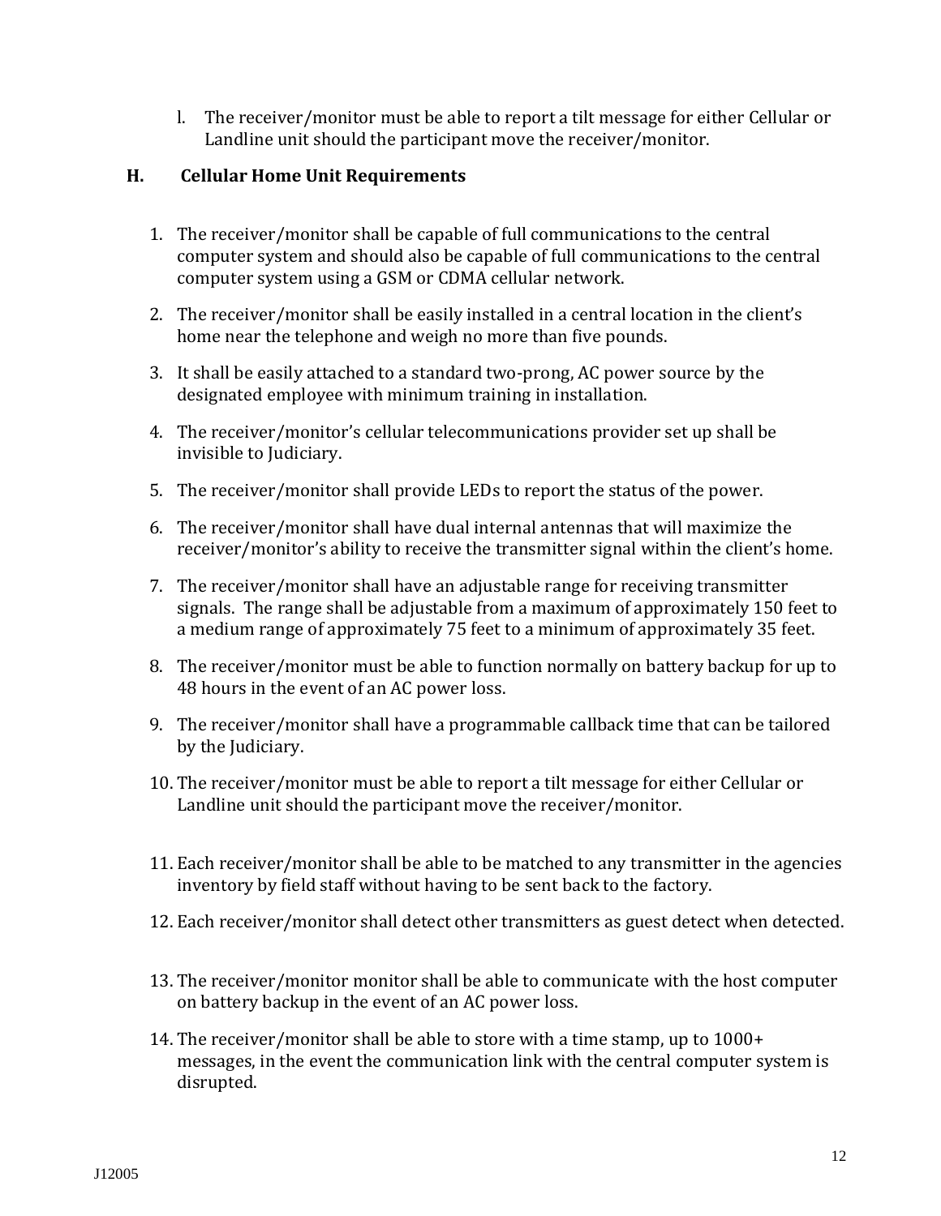l. The receiver/monitor must be able to report a tilt message for either Cellular or Landline unit should the participant move the receiver/monitor.

## H. Cellular Home Unit Requirements

1. The receiver/monitor shall be capable of full communications to the central computer system and should also be capable of full communications to the central computer system using a GSM or CDMA cellular network.
2. The receiver/monitor shall be easily installed in a central location in the client's home near the telephone and weigh no more than five pounds.
3. It shall be easily attached to a standard two-prong, AC power source by the designated employee with minimum training in installation.
4. The receiver/monitor's cellular telecommunications provider set up shall be invisible to Judiciary.
5. The receiver/monitor shall provide LEDs to report the status of the power.
6. The receiver/monitor shall have dual internal antennas that will maximize the receiver/monitor's ability to receive the transmitter signal within the client's home.
7. The receiver/monitor shall have an adjustable range for receiving transmitter signals. The range shall be adjustable from a maximum of approximately 150 feet to a medium range of approximately 75 feet to a minimum of approximately 35 feet.
8. The receiver/monitor must be able to function normally on battery backup for up to 48 hours in the event of an AC power loss.
9. The receiver/monitor shall have a programmable callback time that can be tailored by the Judiciary.
10. The receiver/monitor must be able to report a tilt message for either Cellular or Landline unit should the participant move the receiver/monitor.
11. Each receiver/monitor shall be able to be matched to any transmitter in the agencies inventory by field staff without having to be sent back to the factory.
12. Each receiver/monitor shall detect other transmitters as guest detect when detected.
13. The receiver/monitor monitor shall be able to communicate with the host computer on battery backup in the event of an AC power loss.
14. The receiver/monitor shall be able to store with a time stamp, up to 1000+ messages, in the event the communication link with the central computer system is disrupted.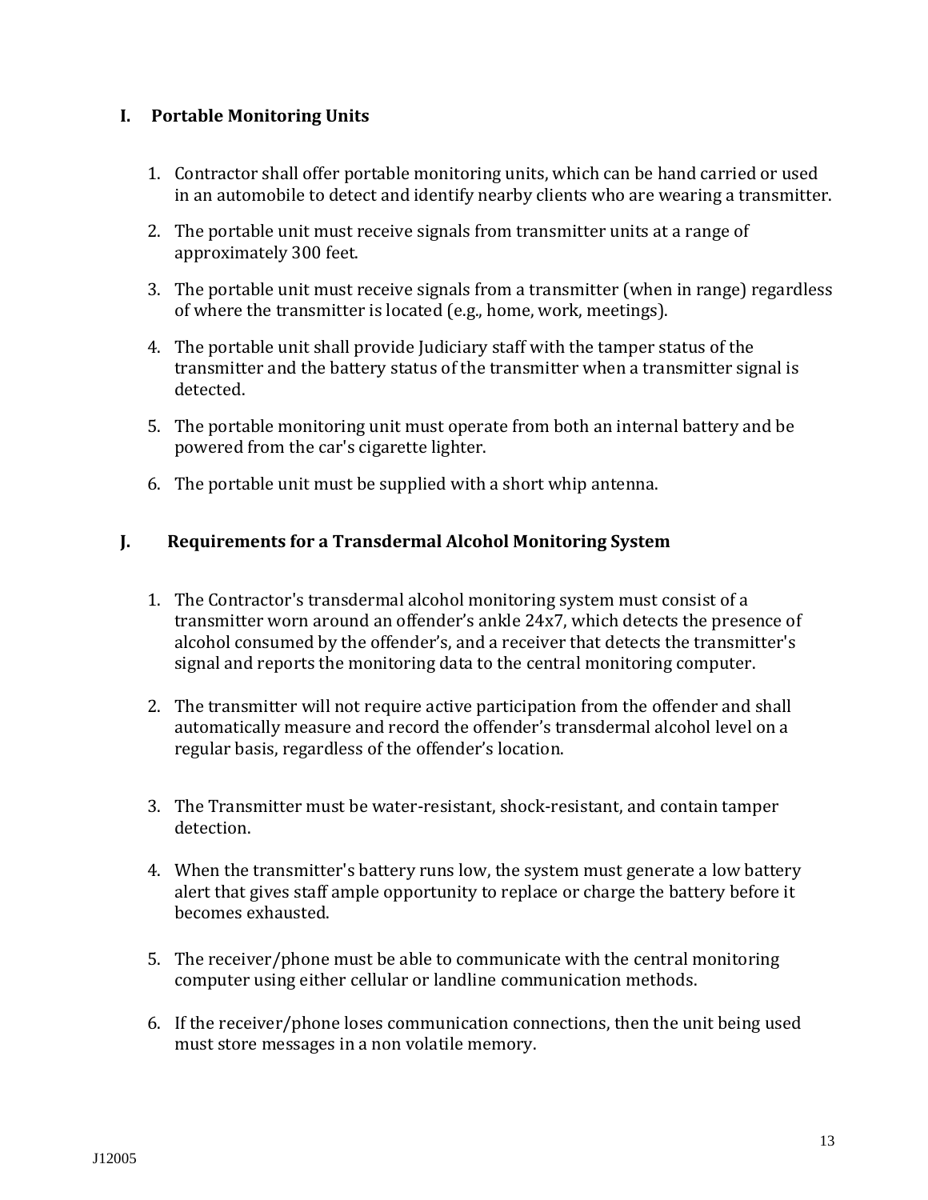## I. Portable Monitoring Units

1. Contractor shall offer portable monitoring units, which can be hand carried or used in an automobile to detect and identify nearby clients who are wearing a transmitter.
2. The portable unit must receive signals from transmitter units at a range of approximately 300 feet.
3. The portable unit must receive signals from a transmitter (when in range) regardless of where the transmitter is located (e.g., home, work, meetings).
4. The portable unit shall provide Judiciary staff with the tamper status of the transmitter and the battery status of the transmitter when a transmitter signal is detected.
5. The portable monitoring unit must operate from both an internal battery and be powered from the car's cigarette lighter.
6. The portable unit must be supplied with a short whip antenna.

## J. Requirements for a Transdermal Alcohol Monitoring System

1. The Contractor's transdermal alcohol monitoring system must consist of a transmitter worn around an offender's ankle 24x7, which detects the presence of alcohol consumed by the offender's, and a receiver that detects the transmitter's signal and reports the monitoring data to the central monitoring computer.
2. The transmitter will not require active participation from the offender and shall automatically measure and record the offender's transdermal alcohol level on a regular basis, regardless of the offender's location.
3. The Transmitter must be water-resistant, shock-resistant, and contain tamper detection.
4. When the transmitter's battery runs low, the system must generate a low battery alert that gives staff ample opportunity to replace or charge the battery before it becomes exhausted.
5. The receiver/phone must be able to communicate with the central monitoring computer using either cellular or landline communication methods.
6. If the receiver/phone loses communication connections, then the unit being used must store messages in a non volatile memory.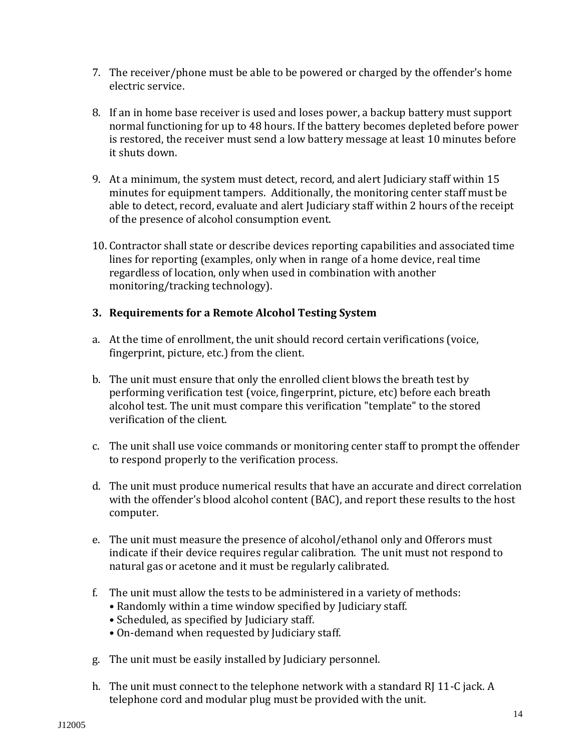7. The receiver/phone must be able to be powered or charged by the offender's home electric service.

8. If an in home base receiver is used and loses power, a backup battery must support normal functioning for up to 48 hours. If the battery becomes depleted before power is restored, the receiver must send a low battery message at least 10 minutes before it shuts down.

9. At a minimum, the system must detect, record, and alert Judiciary staff within 15 minutes for equipment tampers. Additionally, the monitoring center staff must be able to detect, record, evaluate and alert Judiciary staff within 2 hours of the receipt of the presence of alcohol consumption event.

10. Contractor shall state or describe devices reporting capabilities and associated time lines for reporting (examples, only when in range of a home device, real time regardless of location, only when used in combination with another monitoring/tracking technology).

### 3. Requirements for a Remote Alcohol Testing System

a. At the time of enrollment, the unit should record certain verifications (voice, fingerprint, picture, etc.) from the client.

b. The unit must ensure that only the enrolled client blows the breath test by performing verification test (voice, fingerprint, picture, etc) before each breath alcohol test. The unit must compare this verification "template" to the stored verification of the client.

c. The unit shall use voice commands or monitoring center staff to prompt the offender to respond properly to the verification process.

d. The unit must produce numerical results that have an accurate and direct correlation with the offender's blood alcohol content (BAC), and report these results to the host computer.

e. The unit must measure the presence of alcohol/ethanol only and Offerors must indicate if their device requires regular calibration. The unit must not respond to natural gas or acetone and it must be regularly calibrated.

f. The unit must allow the tests to be administered in a variety of methods:
   - Randomly within a time window specified by Judiciary staff.
   - Scheduled, as specified by Judiciary staff.
   - On-demand when requested by Judiciary staff.

g. The unit must be easily installed by Judiciary personnel.

h. The unit must connect to the telephone network with a standard RJ 11-C jack. A telephone cord and modular plug must be provided with the unit.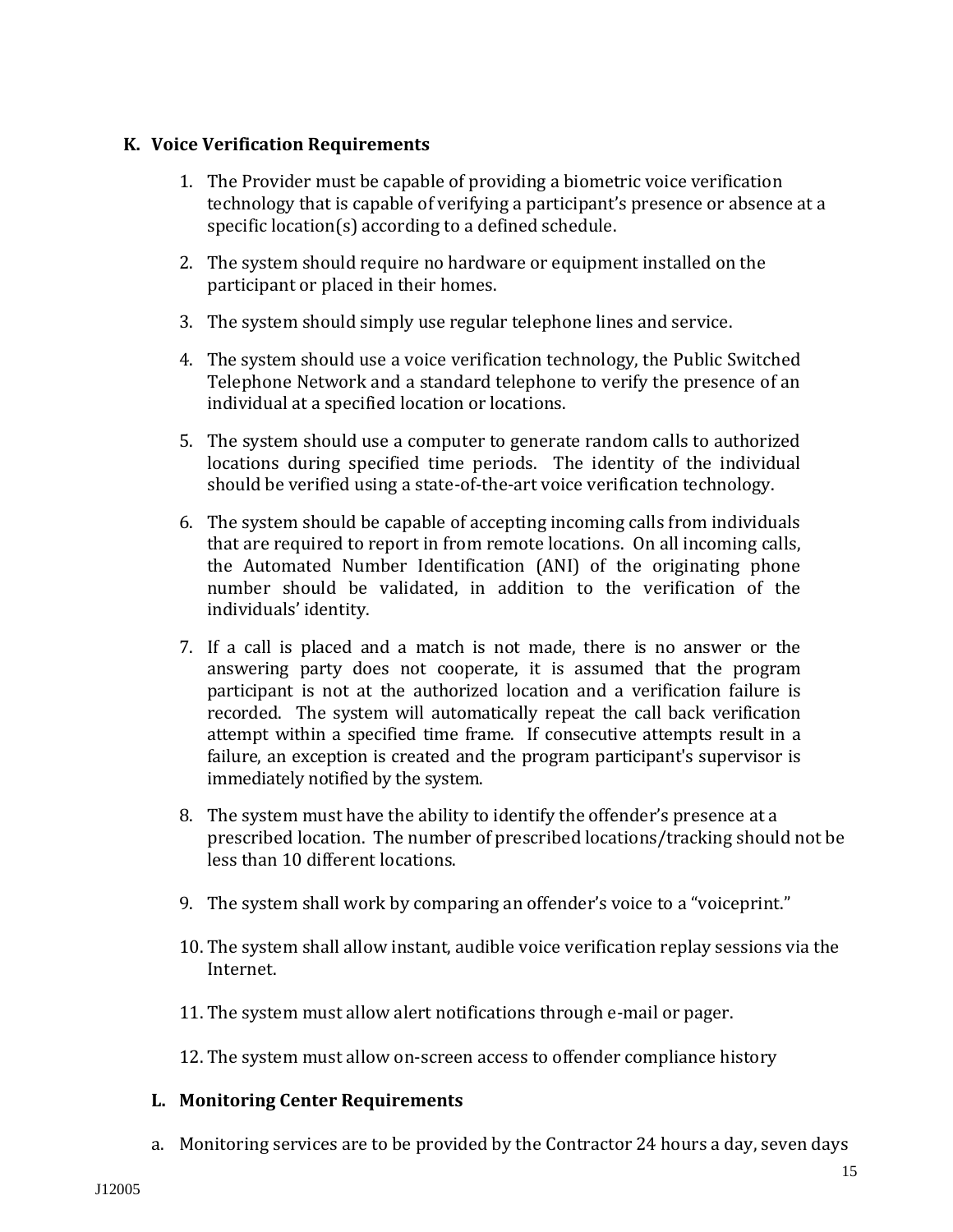## K. Voice Verification Requirements

1. The Provider must be capable of providing a biometric voice verification technology that is capable of verifying a participant's presence or absence at a specific location(s) according to a defined schedule.

2. The system should require no hardware or equipment installed on the participant or placed in their homes.

3. The system should simply use regular telephone lines and service.

4. The system should use a voice verification technology, the Public Switched Telephone Network and a standard telephone to verify the presence of an individual at a specified location or locations.

5. The system should use a computer to generate random calls to authorized locations during specified time periods. The identity of the individual should be verified using a state-of-the-art voice verification technology.

6. The system should be capable of accepting incoming calls from individuals that are required to report in from remote locations. On all incoming calls, the Automated Number Identification (ANI) of the originating phone number should be validated, in addition to the verification of the individuals' identity.

7. If a call is placed and a match is not made, there is no answer or the answering party does not cooperate, it is assumed that the program participant is not at the authorized location and a verification failure is recorded. The system will automatically repeat the call back verification attempt within a specified time frame. If consecutive attempts result in a failure, an exception is created and the program participant's supervisor is immediately notified by the system.

8. The system must have the ability to identify the offender's presence at a prescribed location. The number of prescribed locations/tracking should not be less than 10 different locations.

9. The system shall work by comparing an offender's voice to a "voiceprint."

10. The system shall allow instant, audible voice verification replay sessions via the Internet.

11. The system must allow alert notifications through e-mail or pager.

12. The system must allow on-screen access to offender compliance history

## L. Monitoring Center Requirements

a. Monitoring services are to be provided by the Contractor 24 hours a day, seven days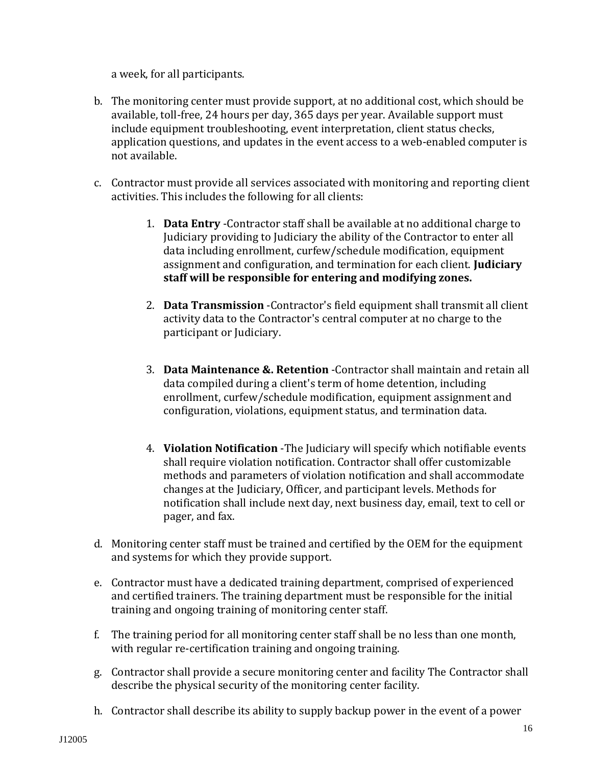a week, for all participants.

b. The monitoring center must provide support, at no additional cost, which should be available, toll-free, 24 hours per day, 365 days per year. Available support must include equipment troubleshooting, event interpretation, client status checks, application questions, and updates in the event access to a web-enabled computer is not available.

c. Contractor must provide all services associated with monitoring and reporting client activities. This includes the following for all clients:

   1. **Data Entry** -Contractor staff shall be available at no additional charge to Judiciary providing to Judiciary the ability of the Contractor to enter all data including enrollment, curfew/schedule modification, equipment assignment and configuration, and termination for each client. **Judiciary staff will be responsible for entering and modifying zones.**

   2. **Data Transmission** -Contractor's field equipment shall transmit all client activity data to the Contractor's central computer at no charge to the participant or Judiciary.

   3. **Data Maintenance &. Retention** -Contractor shall maintain and retain all data compiled during a client's term of home detention, including enrollment, curfew/schedule modification, equipment assignment and configuration, violations, equipment status, and termination data.

   4. **Violation Notification** -The Judiciary will specify which notifiable events shall require violation notification. Contractor shall offer customizable methods and parameters of violation notification and shall accommodate changes at the Judiciary, Officer, and participant levels. Methods for notification shall include next day, next business day, email, text to cell or pager, and fax.

d. Monitoring center staff must be trained and certified by the OEM for the equipment and systems for which they provide support.

e. Contractor must have a dedicated training department, comprised of experienced and certified trainers. The training department must be responsible for the initial training and ongoing training of monitoring center staff.

f. The training period for all monitoring center staff shall be no less than one month, with regular re-certification training and ongoing training.

g. Contractor shall provide a secure monitoring center and facility The Contractor shall describe the physical security of the monitoring center facility.

h. Contractor shall describe its ability to supply backup power in the event of a power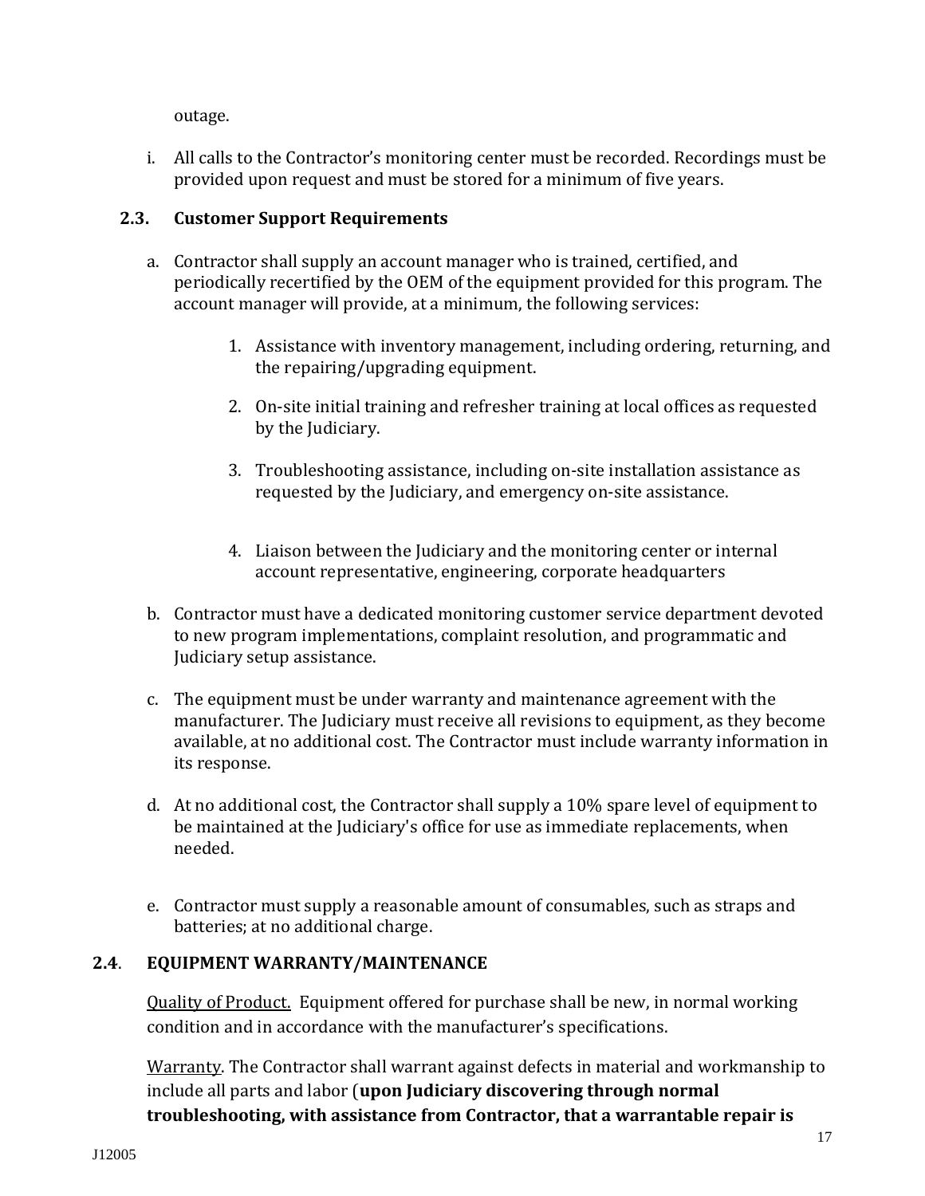outage.

i. All calls to the Contractor's monitoring center must be recorded. Recordings must be provided upon request and must be stored for a minimum of five years.

### 2.3. Customer Support Requirements

a. Contractor shall supply an account manager who is trained, certified, and periodically recertified by the OEM of the equipment provided for this program. The account manager will provide, at a minimum, the following services:

   1. Assistance with inventory management, including ordering, returning, and the repairing/upgrading equipment.

   2. On-site initial training and refresher training at local offices as requested by the Judiciary.

   3. Troubleshooting assistance, including on-site installation assistance as requested by the Judiciary, and emergency on-site assistance.

   4. Liaison between the Judiciary and the monitoring center or internal account representative, engineering, corporate headquarters

b. Contractor must have a dedicated monitoring customer service department devoted to new program implementations, complaint resolution, and programmatic and Judiciary setup assistance.

c. The equipment must be under warranty and maintenance agreement with the manufacturer. The Judiciary must receive all revisions to equipment, as they become available, at no additional cost. The Contractor must include warranty information in its response.

d. At no additional cost, the Contractor shall supply a 10% spare level of equipment to be maintained at the Judiciary's office for use as immediate replacements, when needed.

e. Contractor must supply a reasonable amount of consumables, such as straps and batteries; at no additional charge.

### 2.4. EQUIPMENT WARRANTY/MAINTENANCE

Quality of Product. Equipment offered for purchase shall be new, in normal working condition and in accordance with the manufacturer's specifications.

Warranty. The Contractor shall warrant against defects in material and workmanship to include all parts and labor (**upon Judiciary discovering through normal troubleshooting, with assistance from Contractor, that a warrantable repair is**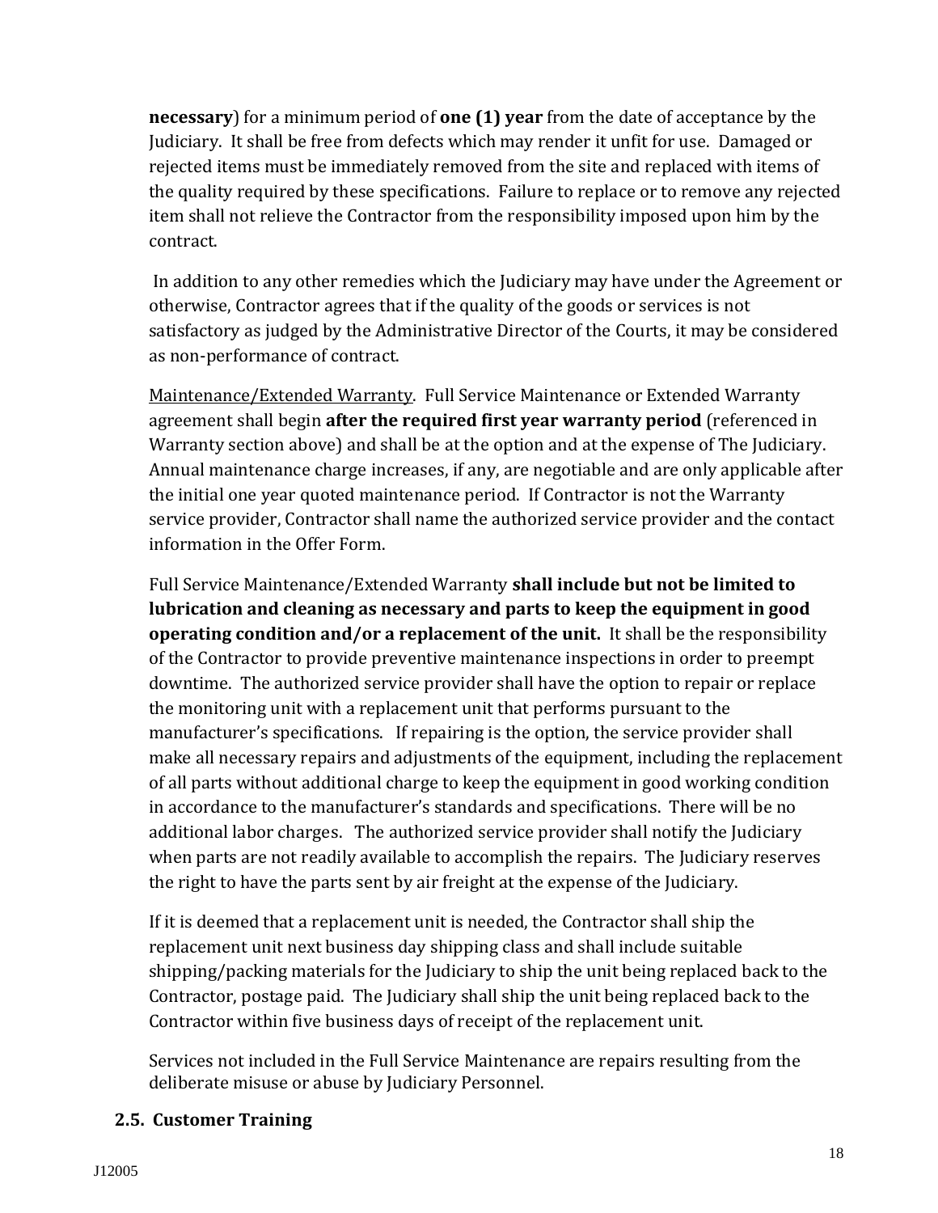**necessary**) for a minimum period of **one (1) year** from the date of acceptance by the Judiciary. It shall be free from defects which may render it unfit for use. Damaged or rejected items must be immediately removed from the site and replaced with items of the quality required by these specifications. Failure to replace or to remove any rejected item shall not relieve the Contractor from the responsibility imposed upon him by the contract.

In addition to any other remedies which the Judiciary may have under the Agreement or otherwise, Contractor agrees that if the quality of the goods or services is not satisfactory as judged by the Administrative Director of the Courts, it may be considered as non-performance of contract.

<u>Maintenance/Extended Warranty</u>. Full Service Maintenance or Extended Warranty agreement shall begin **after the required first year warranty period** (referenced in Warranty section above) and shall be at the option and at the expense of The Judiciary. Annual maintenance charge increases, if any, are negotiable and are only applicable after the initial one year quoted maintenance period. If Contractor is not the Warranty service provider, Contractor shall name the authorized service provider and the contact information in the Offer Form.

Full Service Maintenance/Extended Warranty **shall include but not be limited to lubrication and cleaning as necessary and parts to keep the equipment in good operating condition and/or a replacement of the unit.** It shall be the responsibility of the Contractor to provide preventive maintenance inspections in order to preempt downtime. The authorized service provider shall have the option to repair or replace the monitoring unit with a replacement unit that performs pursuant to the manufacturer's specifications. If repairing is the option, the service provider shall make all necessary repairs and adjustments of the equipment, including the replacement of all parts without additional charge to keep the equipment in good working condition in accordance to the manufacturer's standards and specifications. There will be no additional labor charges. The authorized service provider shall notify the Judiciary when parts are not readily available to accomplish the repairs. The Judiciary reserves the right to have the parts sent by air freight at the expense of the Judiciary.

If it is deemed that a replacement unit is needed, the Contractor shall ship the replacement unit next business day shipping class and shall include suitable shipping/packing materials for the Judiciary to ship the unit being replaced back to the Contractor, postage paid. The Judiciary shall ship the unit being replaced back to the Contractor within five business days of receipt of the replacement unit.

Services not included in the Full Service Maintenance are repairs resulting from the deliberate misuse or abuse by Judiciary Personnel.

## 2.5. Customer Training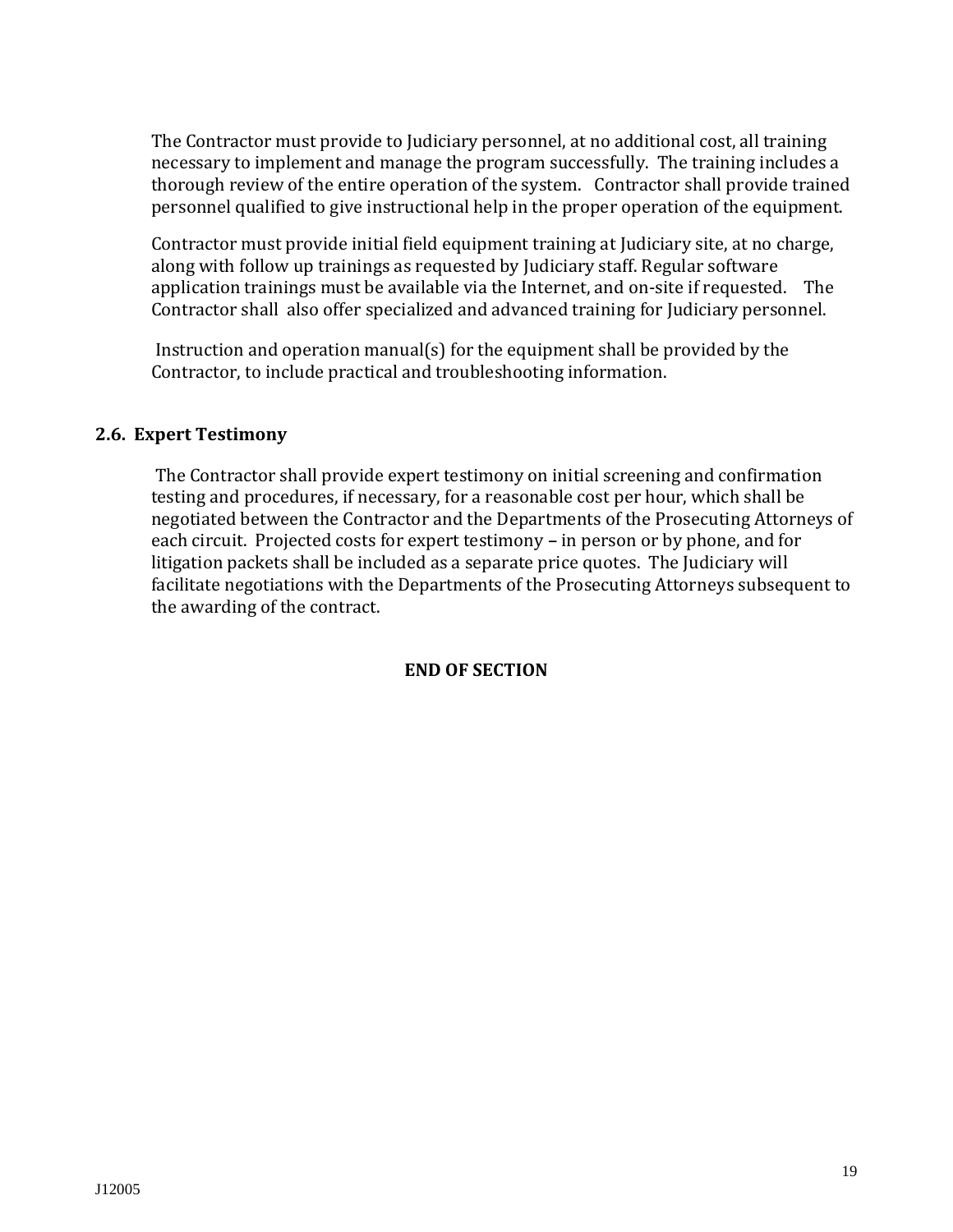The Contractor must provide to Judiciary personnel, at no additional cost, all training necessary to implement and manage the program successfully. The training includes a thorough review of the entire operation of the system. Contractor shall provide trained personnel qualified to give instructional help in the proper operation of the equipment.

Contractor must provide initial field equipment training at Judiciary site, at no charge, along with follow up trainings as requested by Judiciary staff. Regular software application trainings must be available via the Internet, and on-site if requested. The Contractor shall also offer specialized and advanced training for Judiciary personnel.

Instruction and operation manual(s) for the equipment shall be provided by the Contractor, to include practical and troubleshooting information.

### 2.6. Expert Testimony

The Contractor shall provide expert testimony on initial screening and confirmation testing and procedures, if necessary, for a reasonable cost per hour, which shall be negotiated between the Contractor and the Departments of the Prosecuting Attorneys of each circuit. Projected costs for expert testimony – in person or by phone, and for litigation packets shall be included as a separate price quotes. The Judiciary will facilitate negotiations with the Departments of the Prosecuting Attorneys subsequent to the awarding of the contract.

**END OF SECTION**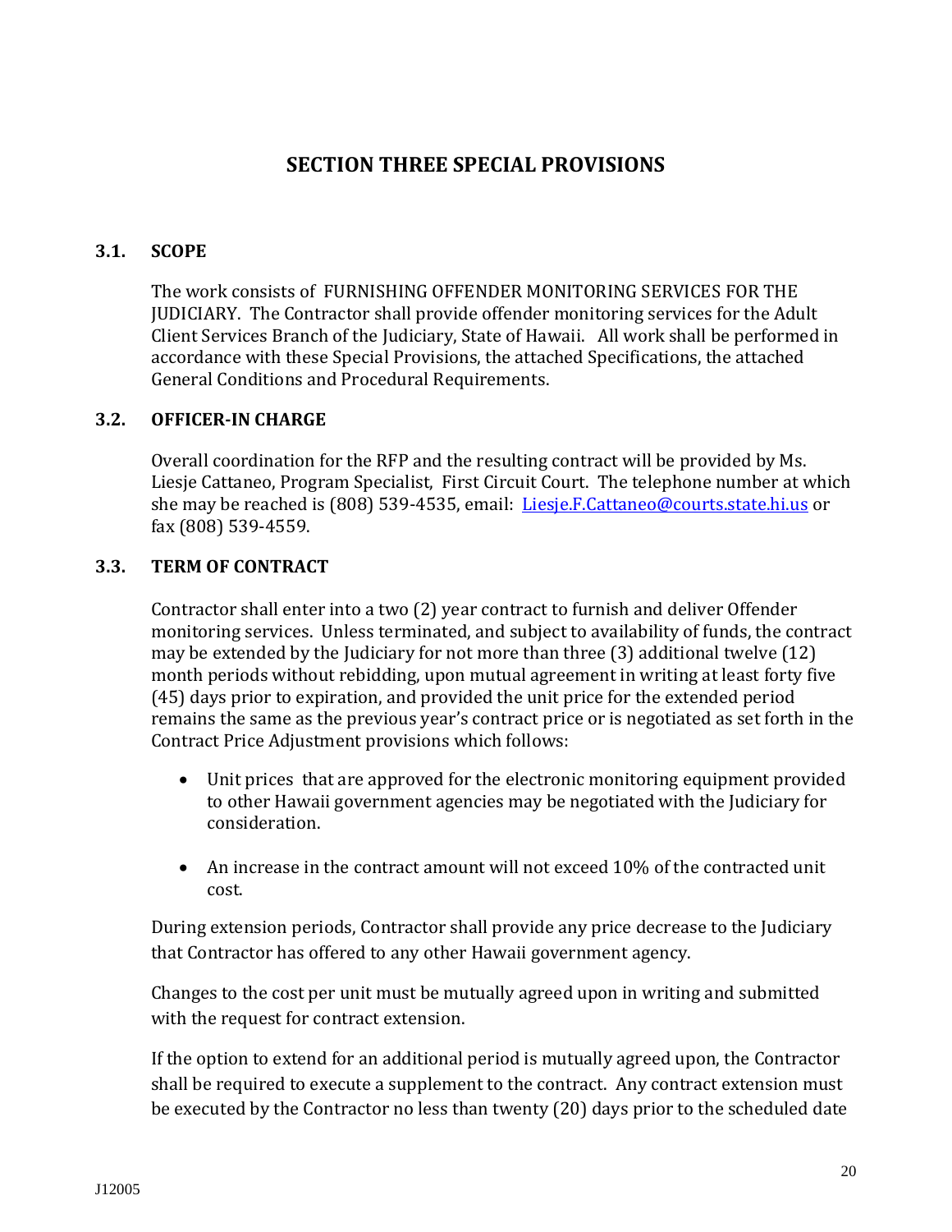# SECTION THREE SPECIAL PROVISIONS

## 3.1. SCOPE

The work consists of FURNISHING OFFENDER MONITORING SERVICES FOR THE JUDICIARY. The Contractor shall provide offender monitoring services for the Adult Client Services Branch of the Judiciary, State of Hawaii. All work shall be performed in accordance with these Special Provisions, the attached Specifications, the attached General Conditions and Procedural Requirements.

## 3.2. OFFICER-IN CHARGE

Overall coordination for the RFP and the resulting contract will be provided by Ms. Liesje Cattaneo, Program Specialist, First Circuit Court. The telephone number at which she may be reached is (808) 539-4535, email: Liesje.F.Cattaneo@courts.state.hi.us or fax (808) 539-4559.

## 3.3. TERM OF CONTRACT

Contractor shall enter into a two (2) year contract to furnish and deliver Offender monitoring services. Unless terminated, and subject to availability of funds, the contract may be extended by the Judiciary for not more than three (3) additional twelve (12) month periods without rebidding, upon mutual agreement in writing at least forty five (45) days prior to expiration, and provided the unit price for the extended period remains the same as the previous year's contract price or is negotiated as set forth in the Contract Price Adjustment provisions which follows:

- Unit prices that are approved for the electronic monitoring equipment provided to other Hawaii government agencies may be negotiated with the Judiciary for consideration.
- An increase in the contract amount will not exceed 10% of the contracted unit cost.

During extension periods, Contractor shall provide any price decrease to the Judiciary that Contractor has offered to any other Hawaii government agency.

Changes to the cost per unit must be mutually agreed upon in writing and submitted with the request for contract extension.

If the option to extend for an additional period is mutually agreed upon, the Contractor shall be required to execute a supplement to the contract. Any contract extension must be executed by the Contractor no less than twenty (20) days prior to the scheduled date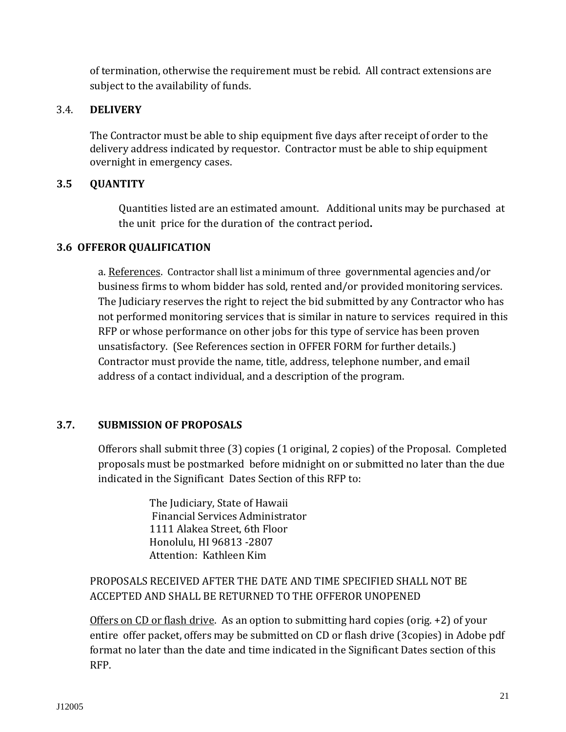of termination, otherwise the requirement must be rebid. All contract extensions are subject to the availability of funds.

### 3.4. DELIVERY

The Contractor must be able to ship equipment five days after receipt of order to the delivery address indicated by requestor. Contractor must be able to ship equipment overnight in emergency cases.

### 3.5 QUANTITY

Quantities listed are an estimated amount. Additional units may be purchased at the unit price for the duration of the contract period**.**

### 3.6 OFFEROR QUALIFICATION

a. References. Contractor shall list a minimum of three governmental agencies and/or business firms to whom bidder has sold, rented and/or provided monitoring services. The Judiciary reserves the right to reject the bid submitted by any Contractor who has not performed monitoring services that is similar in nature to services required in this RFP or whose performance on other jobs for this type of service has been proven unsatisfactory. (See References section in OFFER FORM for further details.) Contractor must provide the name, title, address, telephone number, and email address of a contact individual, and a description of the program.

### 3.7. SUBMISSION OF PROPOSALS

Offerors shall submit three (3) copies (1 original, 2 copies) of the Proposal. Completed proposals must be postmarked before midnight on or submitted no later than the due indicated in the Significant Dates Section of this RFP to:

The Judiciary, State of Hawaii
Financial Services Administrator
1111 Alakea Street, 6th Floor
Honolulu, HI 96813 -2807
Attention: Kathleen Kim

PROPOSALS RECEIVED AFTER THE DATE AND TIME SPECIFIED SHALL NOT BE ACCEPTED AND SHALL BE RETURNED TO THE OFFEROR UNOPENED

Offers on CD or flash drive. As an option to submitting hard copies (orig. +2) of your entire offer packet, offers may be submitted on CD or flash drive (3copies) in Adobe pdf format no later than the date and time indicated in the Significant Dates section of this RFP.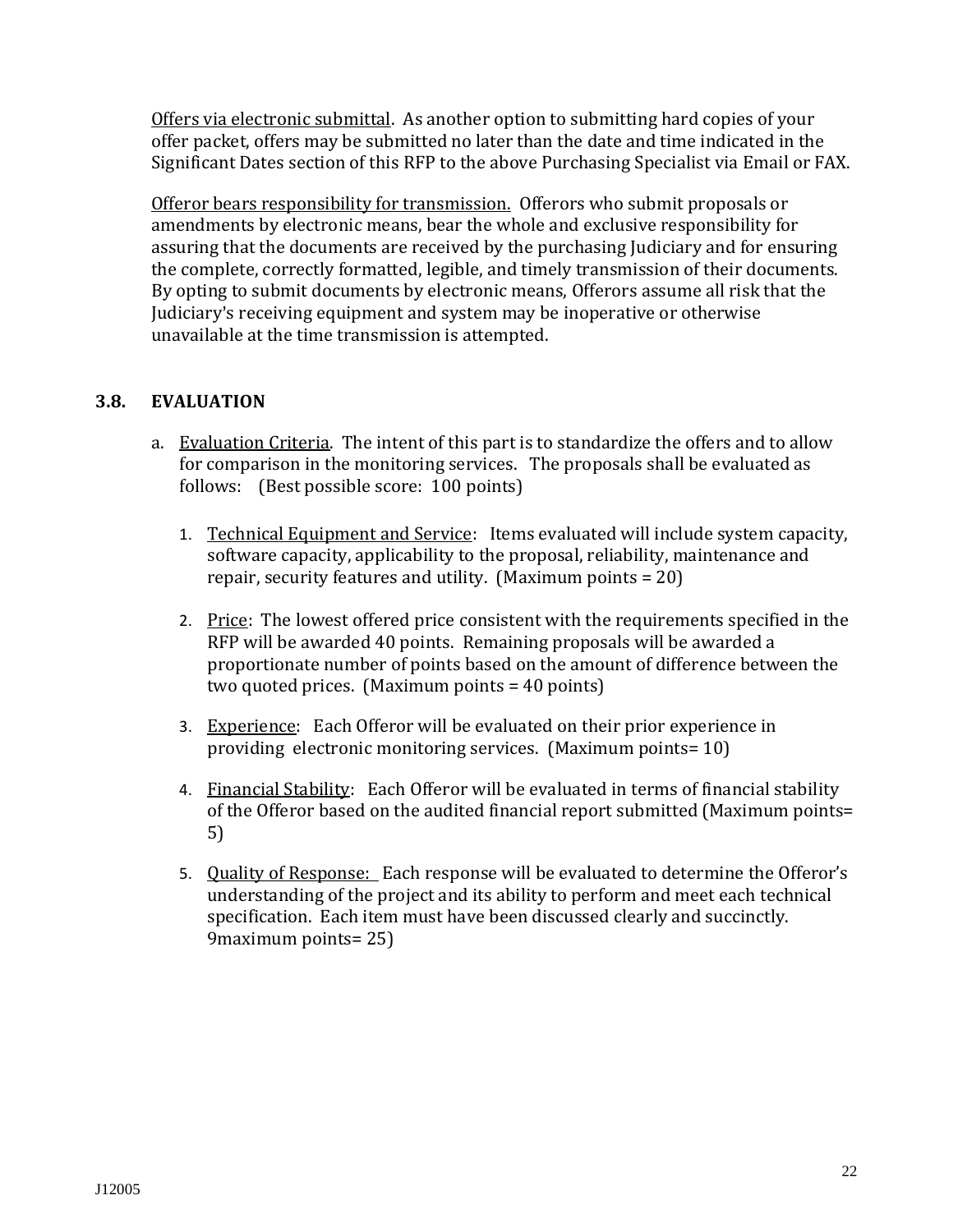Offers via electronic submittal. As another option to submitting hard copies of your offer packet, offers may be submitted no later than the date and time indicated in the Significant Dates section of this RFP to the above Purchasing Specialist via Email or FAX.

Offeror bears responsibility for transmission. Offerors who submit proposals or amendments by electronic means, bear the whole and exclusive responsibility for assuring that the documents are received by the purchasing Judiciary and for ensuring the complete, correctly formatted, legible, and timely transmission of their documents. By opting to submit documents by electronic means, Offerors assume all risk that the Judiciary's receiving equipment and system may be inoperative or otherwise unavailable at the time transmission is attempted.

### 3.8. EVALUATION

a. Evaluation Criteria. The intent of this part is to standardize the offers and to allow for comparison in the monitoring services. The proposals shall be evaluated as follows: (Best possible score: 100 points)

1. Technical Equipment and Service: Items evaluated will include system capacity, software capacity, applicability to the proposal, reliability, maintenance and repair, security features and utility. (Maximum points = 20)

2. Price: The lowest offered price consistent with the requirements specified in the RFP will be awarded 40 points. Remaining proposals will be awarded a proportionate number of points based on the amount of difference between the two quoted prices. (Maximum points = 40 points)

3. Experience: Each Offeror will be evaluated on their prior experience in providing electronic monitoring services. (Maximum points= 10)

4. Financial Stability: Each Offeror will be evaluated in terms of financial stability of the Offeror based on the audited financial report submitted (Maximum points= 5)

5. Quality of Response: Each response will be evaluated to determine the Offeror's understanding of the project and its ability to perform and meet each technical specification. Each item must have been discussed clearly and succinctly. 9maximum points= 25)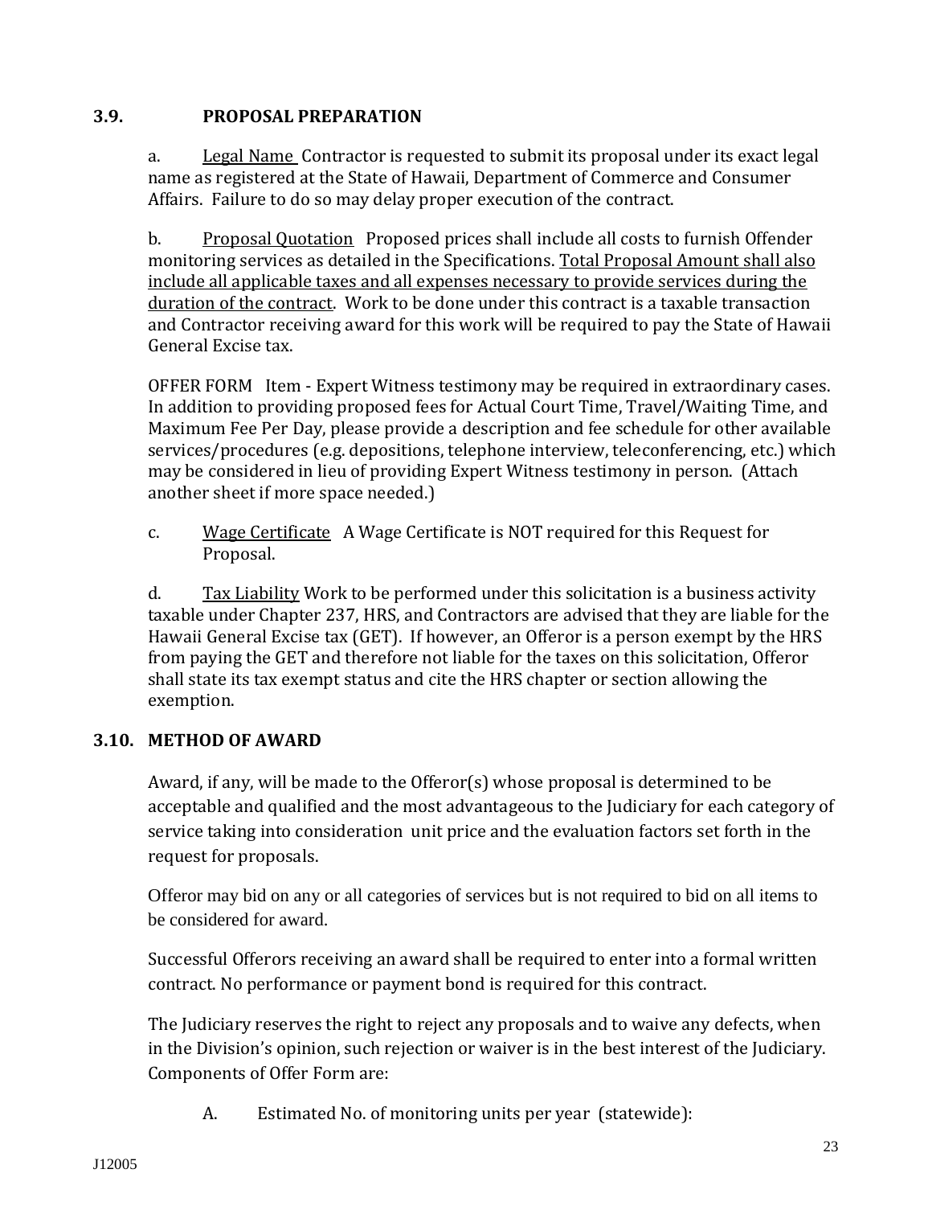### 3.9. PROPOSAL PREPARATION

a. Legal Name Contractor is requested to submit its proposal under its exact legal name as registered at the State of Hawaii, Department of Commerce and Consumer Affairs. Failure to do so may delay proper execution of the contract.

b. Proposal Quotation Proposed prices shall include all costs to furnish Offender monitoring services as detailed in the Specifications. Total Proposal Amount shall also include all applicable taxes and all expenses necessary to provide services during the duration of the contract. Work to be done under this contract is a taxable transaction and Contractor receiving award for this work will be required to pay the State of Hawaii General Excise tax.

OFFER FORM Item - Expert Witness testimony may be required in extraordinary cases. In addition to providing proposed fees for Actual Court Time, Travel/Waiting Time, and Maximum Fee Per Day, please provide a description and fee schedule for other available services/procedures (e.g. depositions, telephone interview, teleconferencing, etc.) which may be considered in lieu of providing Expert Witness testimony in person. (Attach another sheet if more space needed.)

c. Wage Certificate A Wage Certificate is NOT required for this Request for Proposal.

d. Tax Liability Work to be performed under this solicitation is a business activity taxable under Chapter 237, HRS, and Contractors are advised that they are liable for the Hawaii General Excise tax (GET). If however, an Offeror is a person exempt by the HRS from paying the GET and therefore not liable for the taxes on this solicitation, Offeror shall state its tax exempt status and cite the HRS chapter or section allowing the exemption.

### 3.10. METHOD OF AWARD

Award, if any, will be made to the Offeror(s) whose proposal is determined to be acceptable and qualified and the most advantageous to the Judiciary for each category of service taking into consideration unit price and the evaluation factors set forth in the request for proposals.

Offeror may bid on any or all categories of services but is not required to bid on all items to be considered for award.

Successful Offerors receiving an award shall be required to enter into a formal written contract. No performance or payment bond is required for this contract.

The Judiciary reserves the right to reject any proposals and to waive any defects, when in the Division's opinion, such rejection or waiver is in the best interest of the Judiciary. Components of Offer Form are:

A. Estimated No. of monitoring units per year (statewide):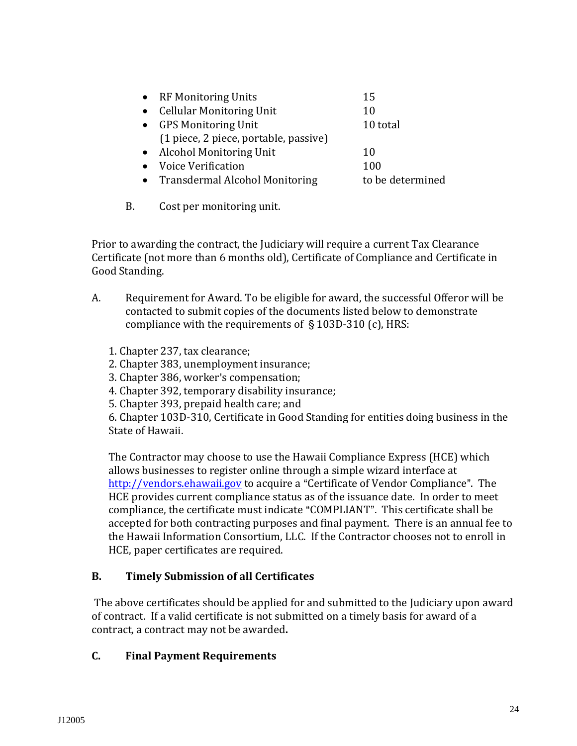- RF Monitoring Units 15
- Cellular Monitoring Unit 10
- GPS Monitoring Unit 10 total
  (1 piece, 2 piece, portable, passive)
- Alcohol Monitoring Unit 10
- Voice Verification 100
- Transdermal Alcohol Monitoring to be determined

B. Cost per monitoring unit.

Prior to awarding the contract, the Judiciary will require a current Tax Clearance Certificate (not more than 6 months old), Certificate of Compliance and Certificate in Good Standing.

A. Requirement for Award. To be eligible for award, the successful Offeror will be contacted to submit copies of the documents listed below to demonstrate compliance with the requirements of §103D-310 (c), HRS:

1. Chapter 237, tax clearance;
2. Chapter 383, unemployment insurance;
3. Chapter 386, worker's compensation;
4. Chapter 392, temporary disability insurance;
5. Chapter 393, prepaid health care; and
6. Chapter 103D-310, Certificate in Good Standing for entities doing business in the State of Hawaii.

The Contractor may choose to use the Hawaii Compliance Express (HCE) which allows businesses to register online through a simple wizard interface at http://vendors.ehawaii.gov to acquire a "Certificate of Vendor Compliance". The HCE provides current compliance status as of the issuance date. In order to meet compliance, the certificate must indicate "COMPLIANT". This certificate shall be accepted for both contracting purposes and final payment. There is an annual fee to the Hawaii Information Consortium, LLC. If the Contractor chooses not to enroll in HCE, paper certificates are required.

**B. Timely Submission of all Certificates**

The above certificates should be applied for and submitted to the Judiciary upon award of contract. If a valid certificate is not submitted on a timely basis for award of a contract, a contract may not be awarded.

**C. Final Payment Requirements**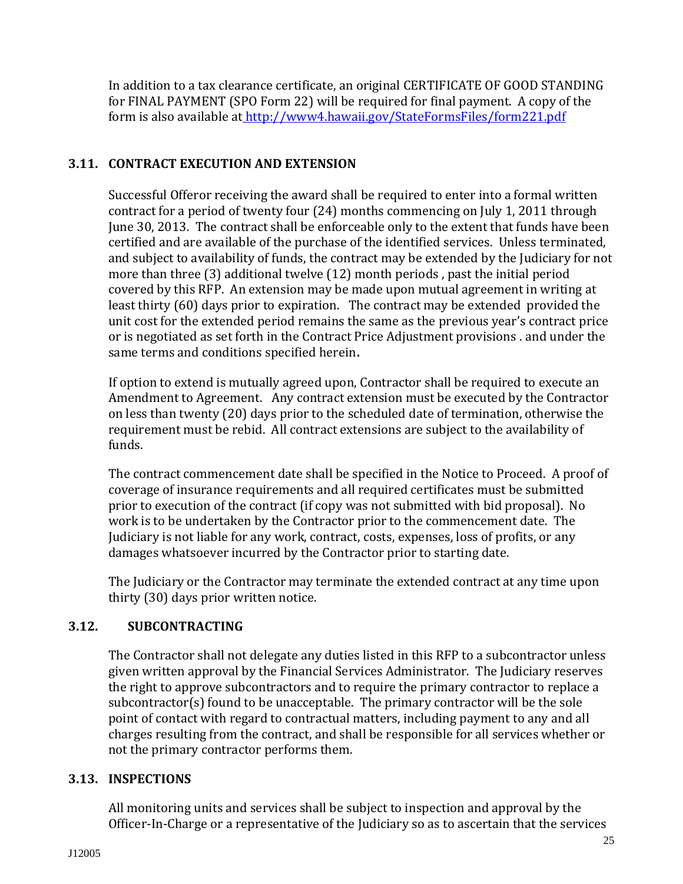In addition to a tax clearance certificate, an original CERTIFICATE OF GOOD STANDING for FINAL PAYMENT (SPO Form 22) will be required for final payment. A copy of the form is also available at http://www4.hawaii.gov/StateFormsFiles/form221.pdf

## 3.11. CONTRACT EXECUTION AND EXTENSION

Successful Offeror receiving the award shall be required to enter into a formal written contract for a period of twenty four (24) months commencing on July 1, 2011 through June 30, 2013. The contract shall be enforceable only to the extent that funds have been certified and are available of the purchase of the identified services. Unless terminated, and subject to availability of funds, the contract may be extended by the Judiciary for not more than three (3) additional twelve (12) month periods , past the initial period covered by this RFP. An extension may be made upon mutual agreement in writing at least thirty (60) days prior to expiration. The contract may be extended provided the unit cost for the extended period remains the same as the previous year's contract price or is negotiated as set forth in the Contract Price Adjustment provisions . and under the same terms and conditions specified herein**.**

If option to extend is mutually agreed upon, Contractor shall be required to execute an Amendment to Agreement. Any contract extension must be executed by the Contractor on less than twenty (20) days prior to the scheduled date of termination, otherwise the requirement must be rebid. All contract extensions are subject to the availability of funds.

The contract commencement date shall be specified in the Notice to Proceed. A proof of coverage of insurance requirements and all required certificates must be submitted prior to execution of the contract (if copy was not submitted with bid proposal). No work is to be undertaken by the Contractor prior to the commencement date. The Judiciary is not liable for any work, contract, costs, expenses, loss of profits, or any damages whatsoever incurred by the Contractor prior to starting date.

The Judiciary or the Contractor may terminate the extended contract at any time upon thirty (30) days prior written notice.

## 3.12. SUBCONTRACTING

The Contractor shall not delegate any duties listed in this RFP to a subcontractor unless given written approval by the Financial Services Administrator. The Judiciary reserves the right to approve subcontractors and to require the primary contractor to replace a subcontractor(s) found to be unacceptable. The primary contractor will be the sole point of contact with regard to contractual matters, including payment to any and all charges resulting from the contract, and shall be responsible for all services whether or not the primary contractor performs them.

## 3.13. INSPECTIONS

All monitoring units and services shall be subject to inspection and approval by the Officer-In-Charge or a representative of the Judiciary so as to ascertain that the services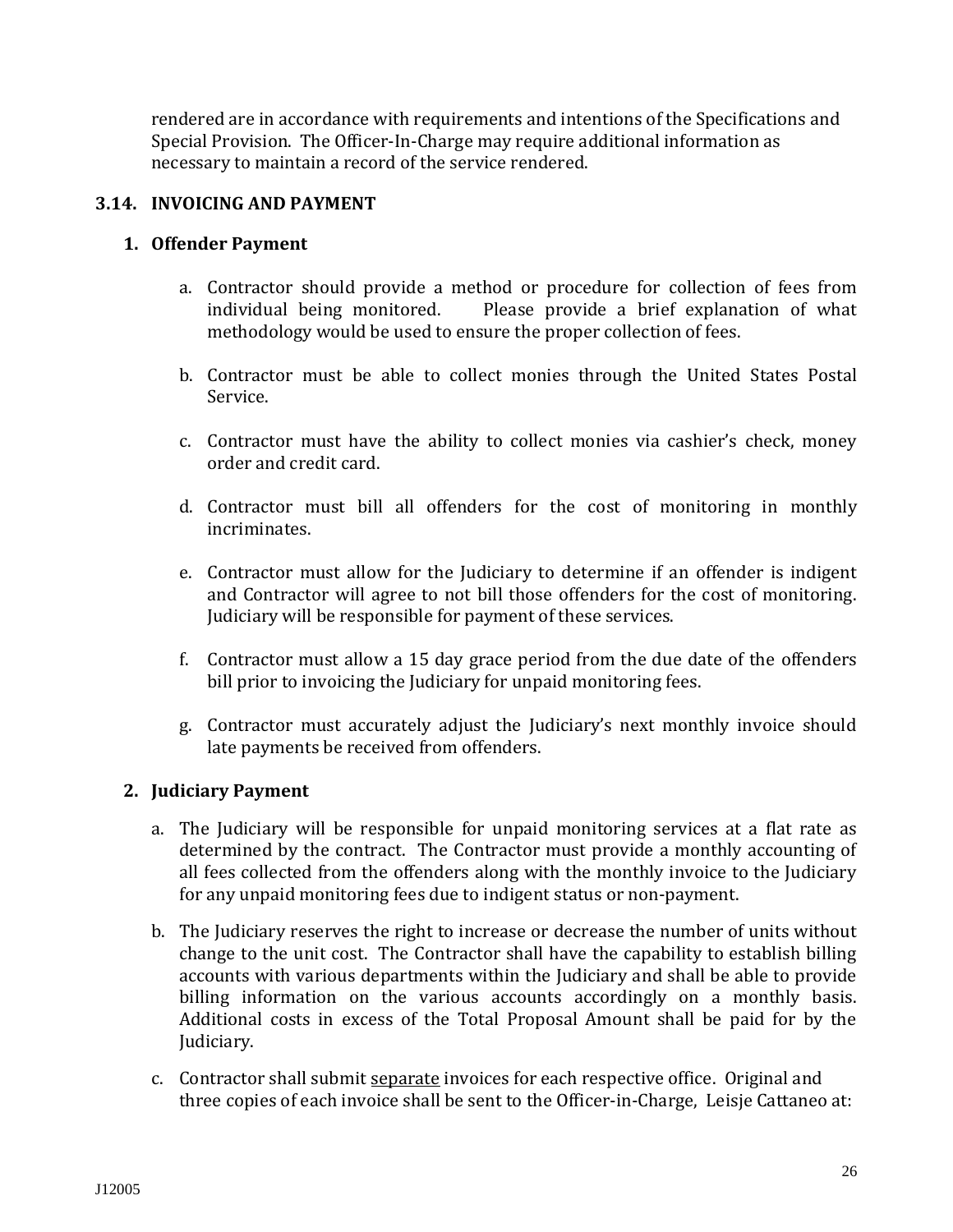rendered are in accordance with requirements and intentions of the Specifications and Special Provision. The Officer-In-Charge may require additional information as necessary to maintain a record of the service rendered.

## 3.14. INVOICING AND PAYMENT

### 1. Offender Payment

a. Contractor should provide a method or procedure for collection of fees from individual being monitored. Please provide a brief explanation of what methodology would be used to ensure the proper collection of fees.

b. Contractor must be able to collect monies through the United States Postal Service.

c. Contractor must have the ability to collect monies via cashier's check, money order and credit card.

d. Contractor must bill all offenders for the cost of monitoring in monthly incriminates.

e. Contractor must allow for the Judiciary to determine if an offender is indigent and Contractor will agree to not bill those offenders for the cost of monitoring. Judiciary will be responsible for payment of these services.

f. Contractor must allow a 15 day grace period from the due date of the offenders bill prior to invoicing the Judiciary for unpaid monitoring fees.

g. Contractor must accurately adjust the Judiciary's next monthly invoice should late payments be received from offenders.

### 2. Judiciary Payment

a. The Judiciary will be responsible for unpaid monitoring services at a flat rate as determined by the contract. The Contractor must provide a monthly accounting of all fees collected from the offenders along with the monthly invoice to the Judiciary for any unpaid monitoring fees due to indigent status or non-payment.

b. The Judiciary reserves the right to increase or decrease the number of units without change to the unit cost. The Contractor shall have the capability to establish billing accounts with various departments within the Judiciary and shall be able to provide billing information on the various accounts accordingly on a monthly basis. Additional costs in excess of the Total Proposal Amount shall be paid for by the Judiciary.

c. Contractor shall submit <u>separate</u> invoices for each respective office. Original and three copies of each invoice shall be sent to the Officer-in-Charge, Leisje Cattaneo at: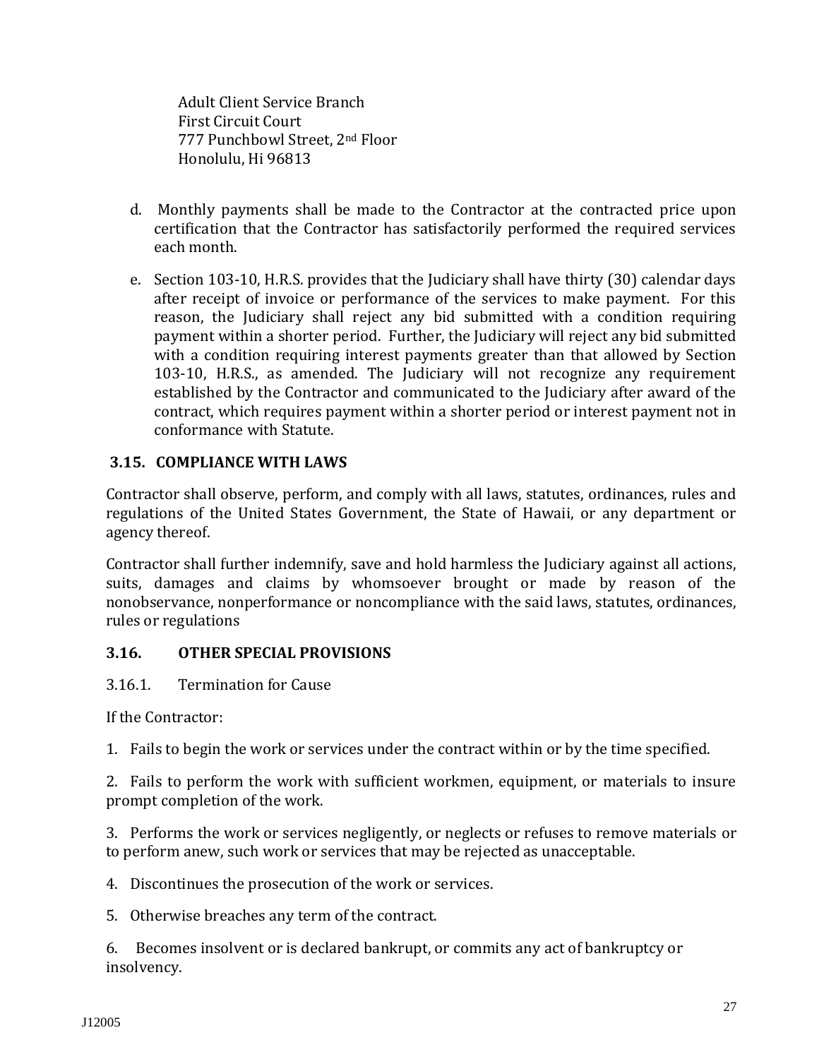Adult Client Service Branch
First Circuit Court
777 Punchbowl Street, 2nd Floor
Honolulu, Hi 96813

d. Monthly payments shall be made to the Contractor at the contracted price upon certification that the Contractor has satisfactorily performed the required services each month.

e. Section 103-10, H.R.S. provides that the Judiciary shall have thirty (30) calendar days after receipt of invoice or performance of the services to make payment. For this reason, the Judiciary shall reject any bid submitted with a condition requiring payment within a shorter period. Further, the Judiciary will reject any bid submitted with a condition requiring interest payments greater than that allowed by Section 103-10, H.R.S., as amended. The Judiciary will not recognize any requirement established by the Contractor and communicated to the Judiciary after award of the contract, which requires payment within a shorter period or interest payment not in conformance with Statute.

### 3.15. COMPLIANCE WITH LAWS

Contractor shall observe, perform, and comply with all laws, statutes, ordinances, rules and regulations of the United States Government, the State of Hawaii, or any department or agency thereof.

Contractor shall further indemnify, save and hold harmless the Judiciary against all actions, suits, damages and claims by whomsoever brought or made by reason of the nonobservance, nonperformance or noncompliance with the said laws, statutes, ordinances, rules or regulations

### 3.16. OTHER SPECIAL PROVISIONS

3.16.1. Termination for Cause

If the Contractor:

1. Fails to begin the work or services under the contract within or by the time specified.

2. Fails to perform the work with sufficient workmen, equipment, or materials to insure prompt completion of the work.

3. Performs the work or services negligently, or neglects or refuses to remove materials or to perform anew, such work or services that may be rejected as unacceptable.

4. Discontinues the prosecution of the work or services.

5. Otherwise breaches any term of the contract.

6. Becomes insolvent or is declared bankrupt, or commits any act of bankruptcy or insolvency.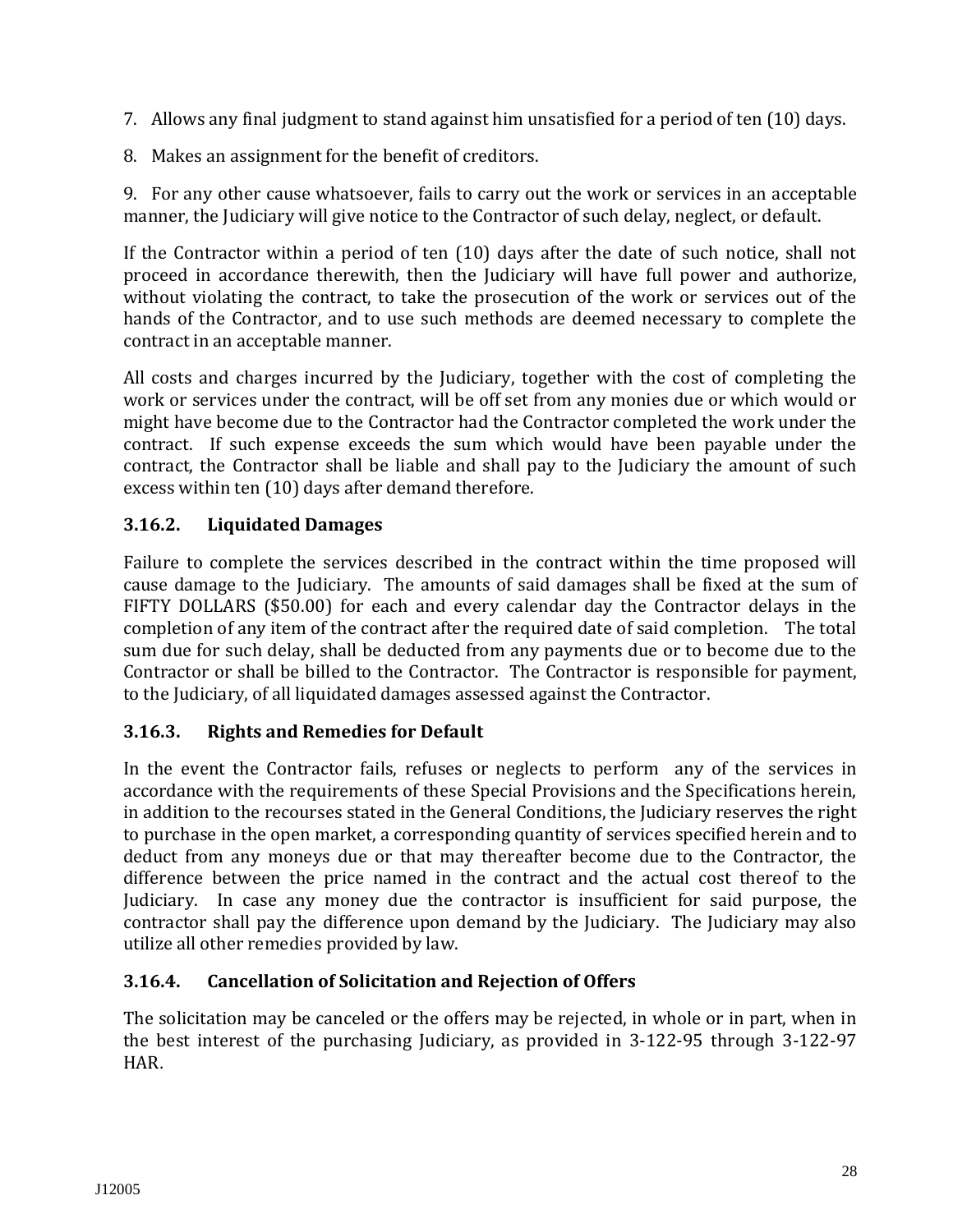7. Allows any final judgment to stand against him unsatisfied for a period of ten (10) days.

8. Makes an assignment for the benefit of creditors.

9. For any other cause whatsoever, fails to carry out the work or services in an acceptable manner, the Judiciary will give notice to the Contractor of such delay, neglect, or default.

If the Contractor within a period of ten (10) days after the date of such notice, shall not proceed in accordance therewith, then the Judiciary will have full power and authorize, without violating the contract, to take the prosecution of the work or services out of the hands of the Contractor, and to use such methods are deemed necessary to complete the contract in an acceptable manner.

All costs and charges incurred by the Judiciary, together with the cost of completing the work or services under the contract, will be off set from any monies due or which would or might have become due to the Contractor had the Contractor completed the work under the contract. If such expense exceeds the sum which would have been payable under the contract, the Contractor shall be liable and shall pay to the Judiciary the amount of such excess within ten (10) days after demand therefore.

### 3.16.2. Liquidated Damages

Failure to complete the services described in the contract within the time proposed will cause damage to the Judiciary. The amounts of said damages shall be fixed at the sum of FIFTY DOLLARS ($50.00) for each and every calendar day the Contractor delays in the completion of any item of the contract after the required date of said completion. The total sum due for such delay, shall be deducted from any payments due or to become due to the Contractor or shall be billed to the Contractor. The Contractor is responsible for payment, to the Judiciary, of all liquidated damages assessed against the Contractor.

### 3.16.3. Rights and Remedies for Default

In the event the Contractor fails, refuses or neglects to perform any of the services in accordance with the requirements of these Special Provisions and the Specifications herein, in addition to the recourses stated in the General Conditions, the Judiciary reserves the right to purchase in the open market, a corresponding quantity of services specified herein and to deduct from any moneys due or that may thereafter become due to the Contractor, the difference between the price named in the contract and the actual cost thereof to the Judiciary. In case any money due the contractor is insufficient for said purpose, the contractor shall pay the difference upon demand by the Judiciary. The Judiciary may also utilize all other remedies provided by law.

### 3.16.4. Cancellation of Solicitation and Rejection of Offers

The solicitation may be canceled or the offers may be rejected, in whole or in part, when in the best interest of the purchasing Judiciary, as provided in 3-122-95 through 3-122-97 HAR.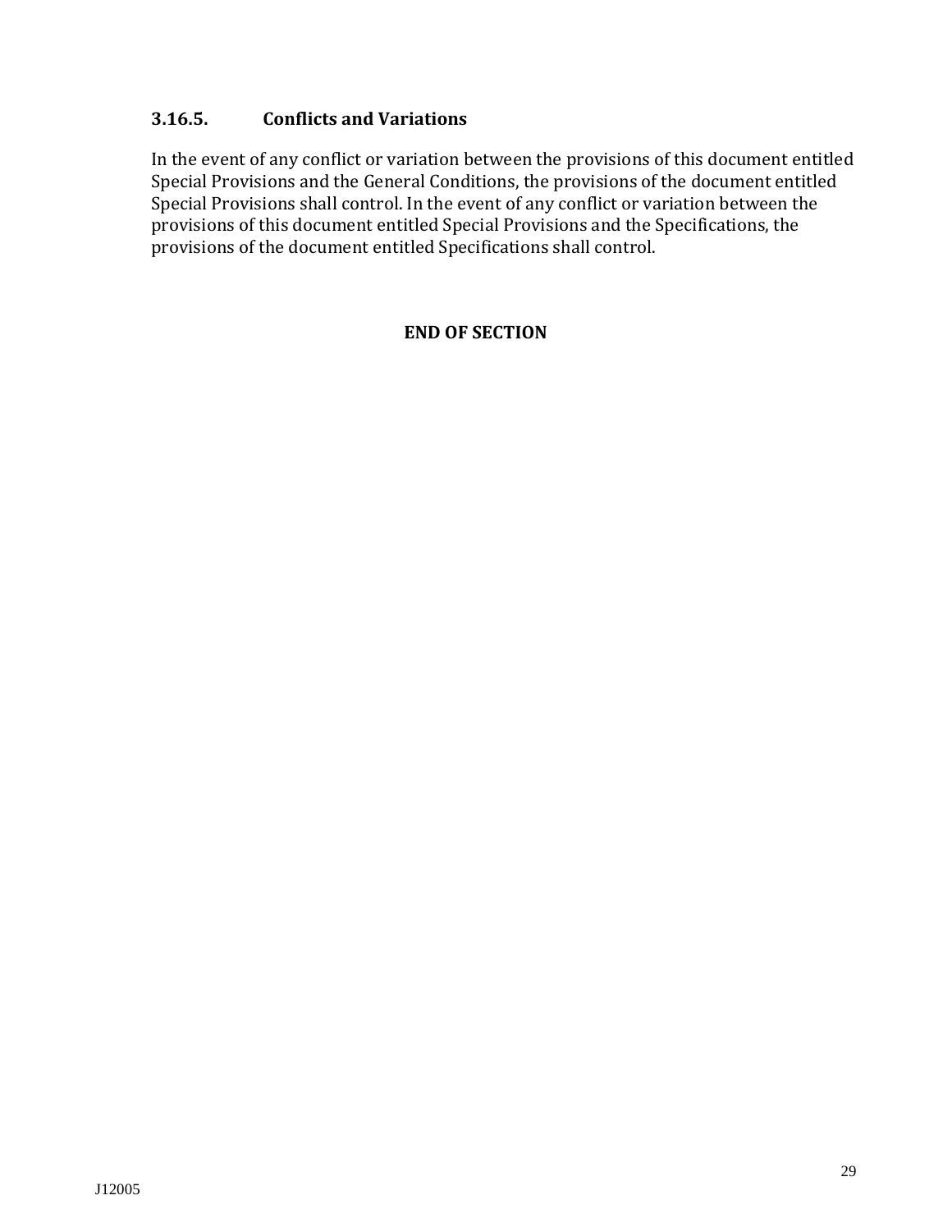### 3.16.5. Conflicts and Variations

In the event of any conflict or variation between the provisions of this document entitled Special Provisions and the General Conditions, the provisions of the document entitled Special Provisions shall control. In the event of any conflict or variation between the provisions of this document entitled Special Provisions and the Specifications, the provisions of the document entitled Specifications shall control.

**END OF SECTION**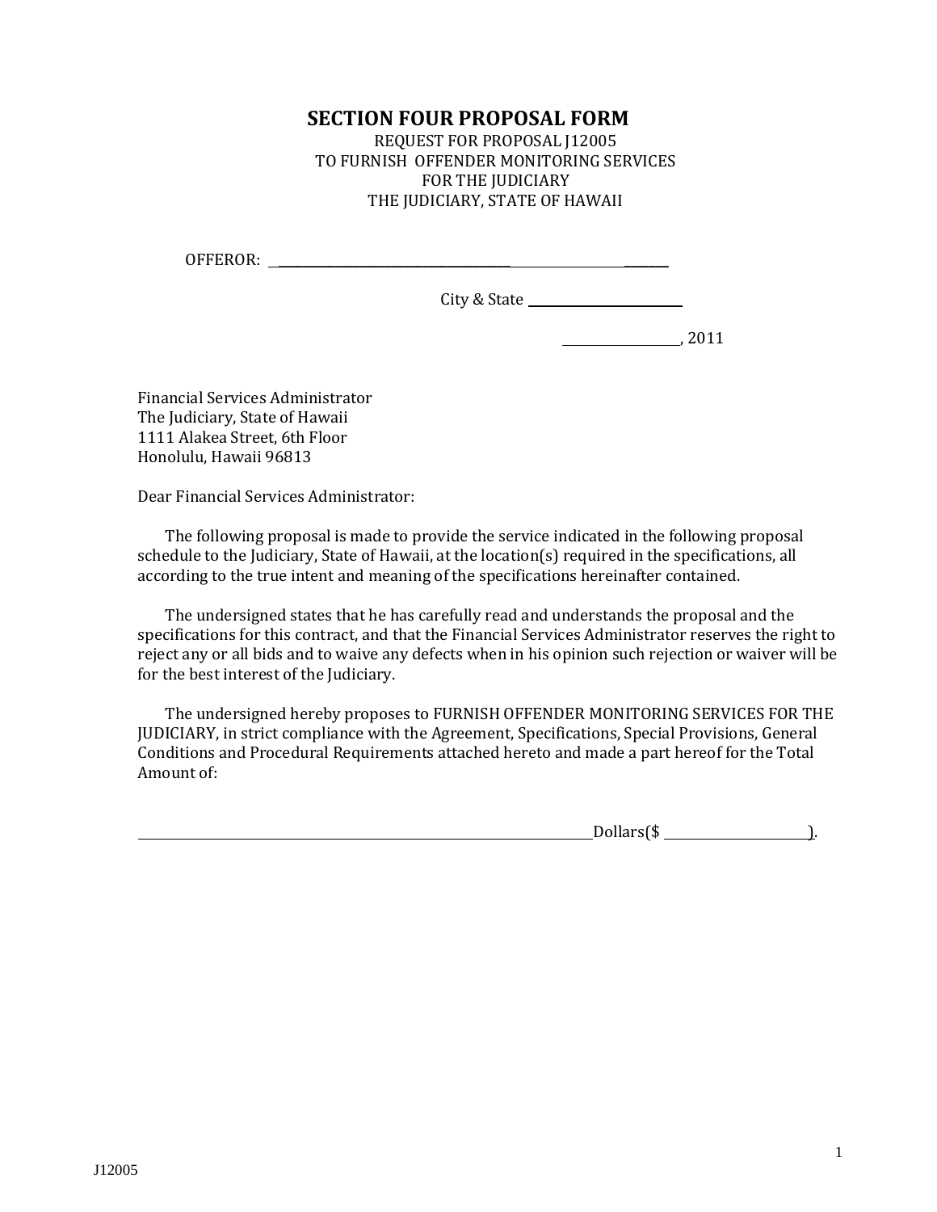# SECTION FOUR PROPOSAL FORM

REQUEST FOR PROPOSAL J12005
TO FURNISH OFFENDER MONITORING SERVICES
FOR THE JUDICIARY
THE JUDICIARY, STATE OF HAWAII

OFFEROR: ______________________________________________

City & State ______________________

______________, 2011

Financial Services Administrator
The Judiciary, State of Hawaii
1111 Alakea Street, 6th Floor
Honolulu, Hawaii 96813

Dear Financial Services Administrator:

The following proposal is made to provide the service indicated in the following proposal schedule to the Judiciary, State of Hawaii, at the location(s) required in the specifications, all according to the true intent and meaning of the specifications hereinafter contained.

The undersigned states that he has carefully read and understands the proposal and the specifications for this contract, and that the Financial Services Administrator reserves the right to reject any or all bids and to waive any defects when in his opinion such rejection or waiver will be for the best interest of the Judiciary.

The undersigned hereby proposes to FURNISH OFFENDER MONITORING SERVICES FOR THE JUDICIARY, in strict compliance with the Agreement, Specifications, Special Provisions, General Conditions and Procedural Requirements attached hereto and made a part hereof for the Total Amount of:

______________________________________________________________ Dollars($ ____________________).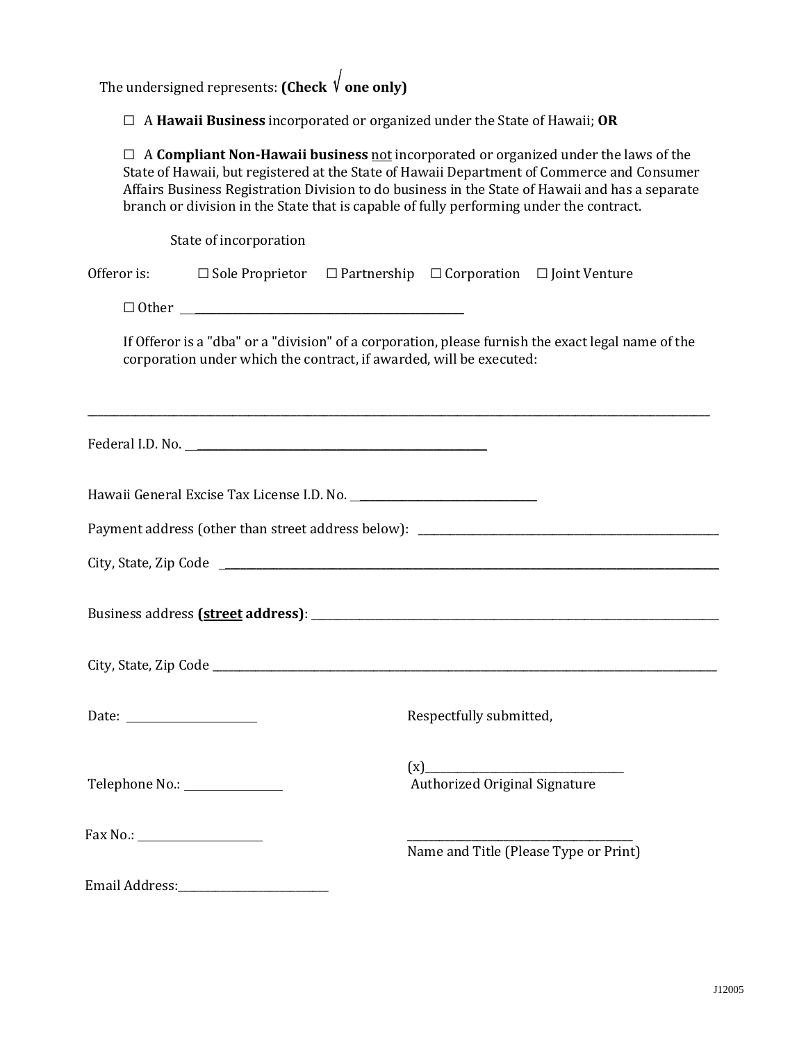The undersigned represents: **(Check √ one only)**

☐ A **Hawaii Business** incorporated or organized under the State of Hawaii; **OR**

☐ A **Compliant Non-Hawaii business** not incorporated or organized under the laws of the State of Hawaii, but registered at the State of Hawaii Department of Commerce and Consumer Affairs Business Registration Division to do business in the State of Hawaii and has a separate branch or division in the State that is capable of fully performing under the contract.

State of incorporation

Offeror is: ☐ Sole Proprietor ☐ Partnership ☐ Corporation ☐ Joint Venture

☐ Other ______________________________

If Offeror is a "dba" or a "division" of a corporation, please furnish the exact legal name of the corporation under which the contract, if awarded, will be executed:

______________________________________________________________________

Federal I.D. No. ______________________________

Hawaii General Excise Tax License I.D. No. ______________________

Payment address (other than street address below): ______________________________

City, State, Zip Code ______________________________________________

Business address **(street address)**: ______________________________________

City, State, Zip Code ______________________________________________

Date: ________________

Respectfully submitted,

Telephone No.: ____________

(x)______________________________
Authorized Original Signature

Fax No.: ________________

______________________________
Name and Title (Please Type or Print)

Email Address:____________________

J12005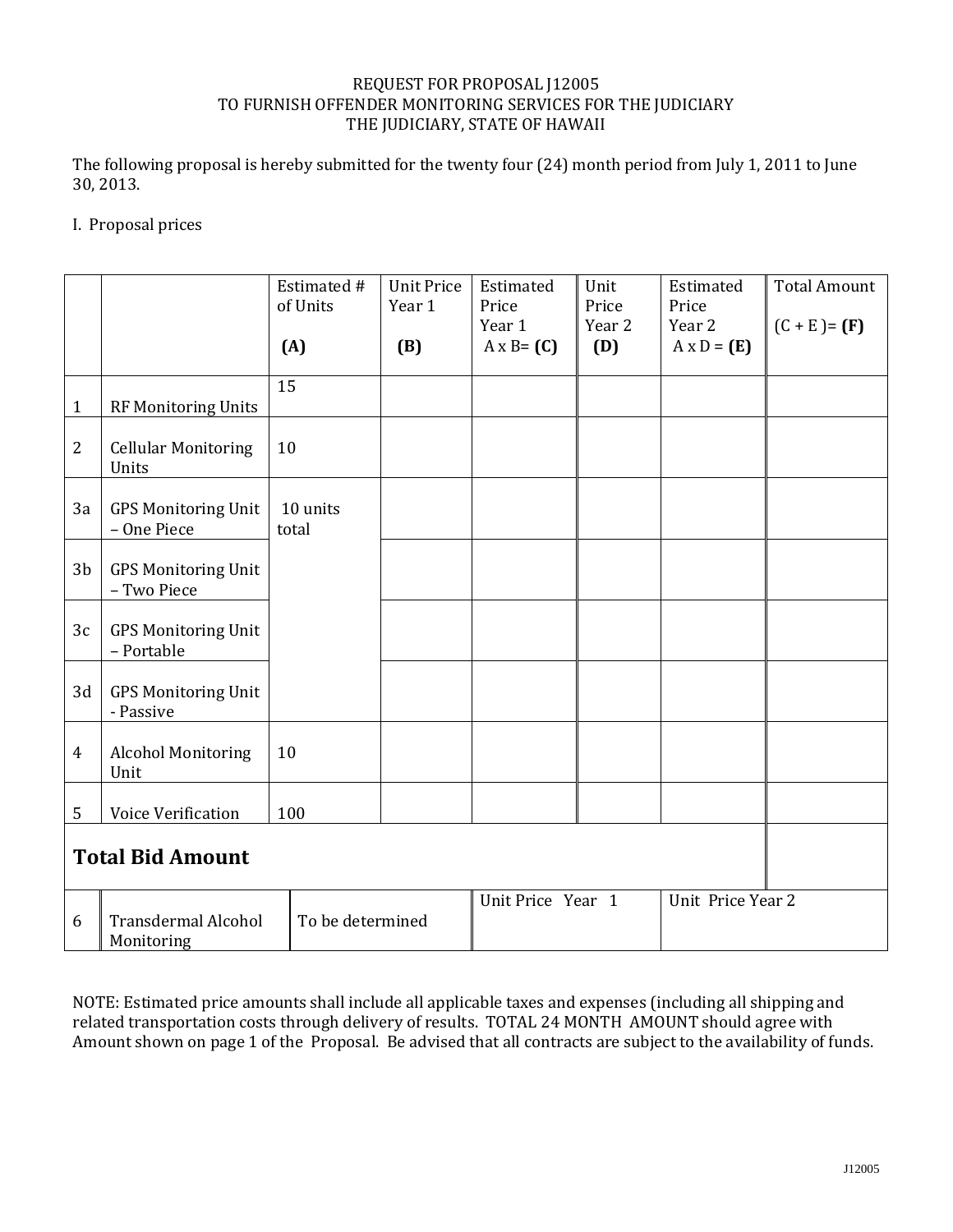REQUEST FOR PROPOSAL J12005
TO FURNISH OFFENDER MONITORING SERVICES FOR THE JUDICIARY
THE JUDICIARY, STATE OF HAWAII

The following proposal is hereby submitted for the twenty four (24) month period from July 1, 2011 to June 30, 2013.

I. Proposal prices

| | | Estimated # of Units **(A)** | Unit Price Year 1 **(B)** | Estimated Price Year 1 A x B= **(C)** | Unit Price Year 2 **(D)** | Estimated Price Year 2 A x D = **(E)** | Total Amount (C + E )= **(F)** |
|---|---|---|---|---|---|---|---|
| 1 | RF Monitoring Units | 15 | | | | | |
| 2 | Cellular Monitoring Units | 10 | | | | | |
| 3a | GPS Monitoring Unit – One Piece | 10 units total | | | | | |
| 3b | GPS Monitoring Unit – Two Piece | | | | | | |
| 3c | GPS Monitoring Unit – Portable | | | | | | |
| 3d | GPS Monitoring Unit - Passive | | | | | | |
| 4 | Alcohol Monitoring Unit | 10 | | | | | |
| 5 | Voice Verification | 100 | | | | | |
| **Total Bid Amount** | | | | | | | |
| 6 | Transdermal Alcohol Monitoring | To be determined | | Unit Price Year 1 | | Unit Price Year 2 | |

NOTE: Estimated price amounts shall include all applicable taxes and expenses (including all shipping and related transportation costs through delivery of results. TOTAL 24 MONTH AMOUNT should agree with Amount shown on page 1 of the Proposal. Be advised that all contracts are subject to the availability of funds.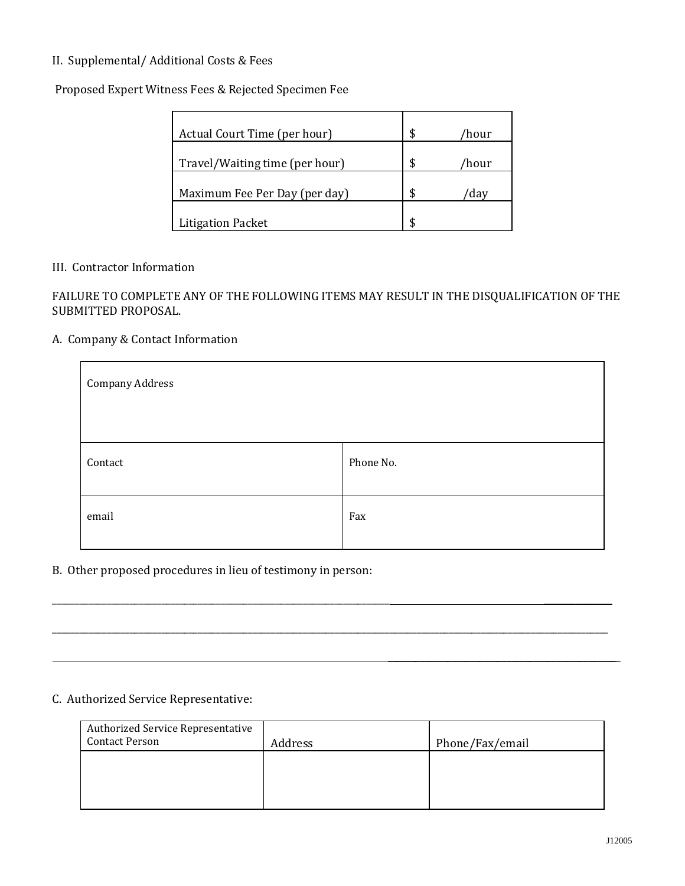II. Supplemental/ Additional Costs & Fees

Proposed Expert Witness Fees & Rejected Specimen Fee

| | |
|---|---|
| Actual Court Time (per hour) | $ /hour |
| Travel/Waiting time (per hour) | $ /hour |
| Maximum Fee Per Day (per day) | $ /day |
| Litigation Packet | $ |

III. Contractor Information

FAILURE TO COMPLETE ANY OF THE FOLLOWING ITEMS MAY RESULT IN THE DISQUALIFICATION OF THE SUBMITTED PROPOSAL.

A. Company & Contact Information

| Company Address | |
|---|---|
| Contact | Phone No. |
| email | Fax |

B. Other proposed procedures in lieu of testimony in person:

______________________________________________________________________________

______________________________________________________________________________

______________________________________________________________________________

C. Authorized Service Representative:

| Authorized Service Representative Contact Person | Address | Phone/Fax/email |
|---|---|---|
| | | |

J12005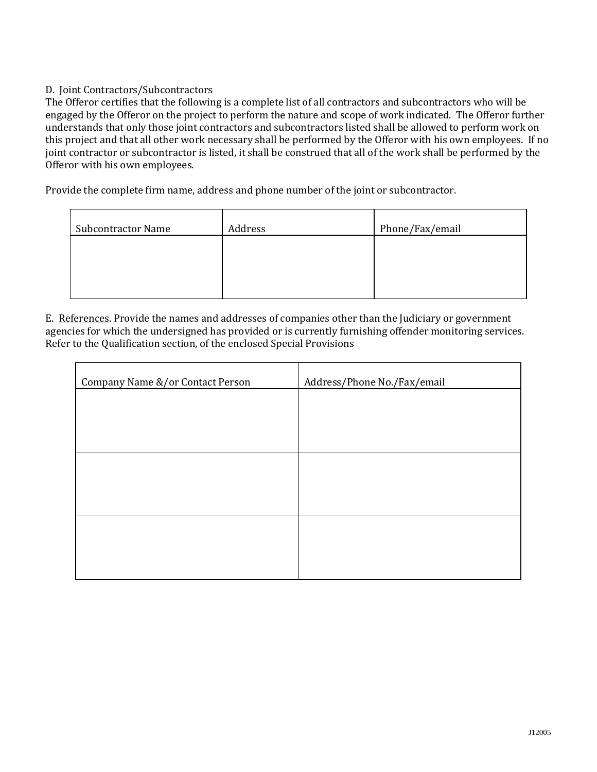D. Joint Contractors/Subcontractors

The Offeror certifies that the following is a complete list of all contractors and subcontractors who will be engaged by the Offeror on the project to perform the nature and scope of work indicated. The Offeror further understands that only those joint contractors and subcontractors listed shall be allowed to perform work on this project and that all other work necessary shall be performed by the Offeror with his own employees. If no joint contractor or subcontractor is listed, it shall be construed that all of the work shall be performed by the Offeror with his own employees.

Provide the complete firm name, address and phone number of the joint or subcontractor.

| Subcontractor Name | Address | Phone/Fax/email |
|---|---|---|
| | | |

E. References. Provide the names and addresses of companies other than the Judiciary or government agencies for which the undersigned has provided or is currently furnishing offender monitoring services. Refer to the Qualification section, of the enclosed Special Provisions

| Company Name &/or Contact Person | Address/Phone No./Fax/email |
|---|---|
| | |
| | |
| | |